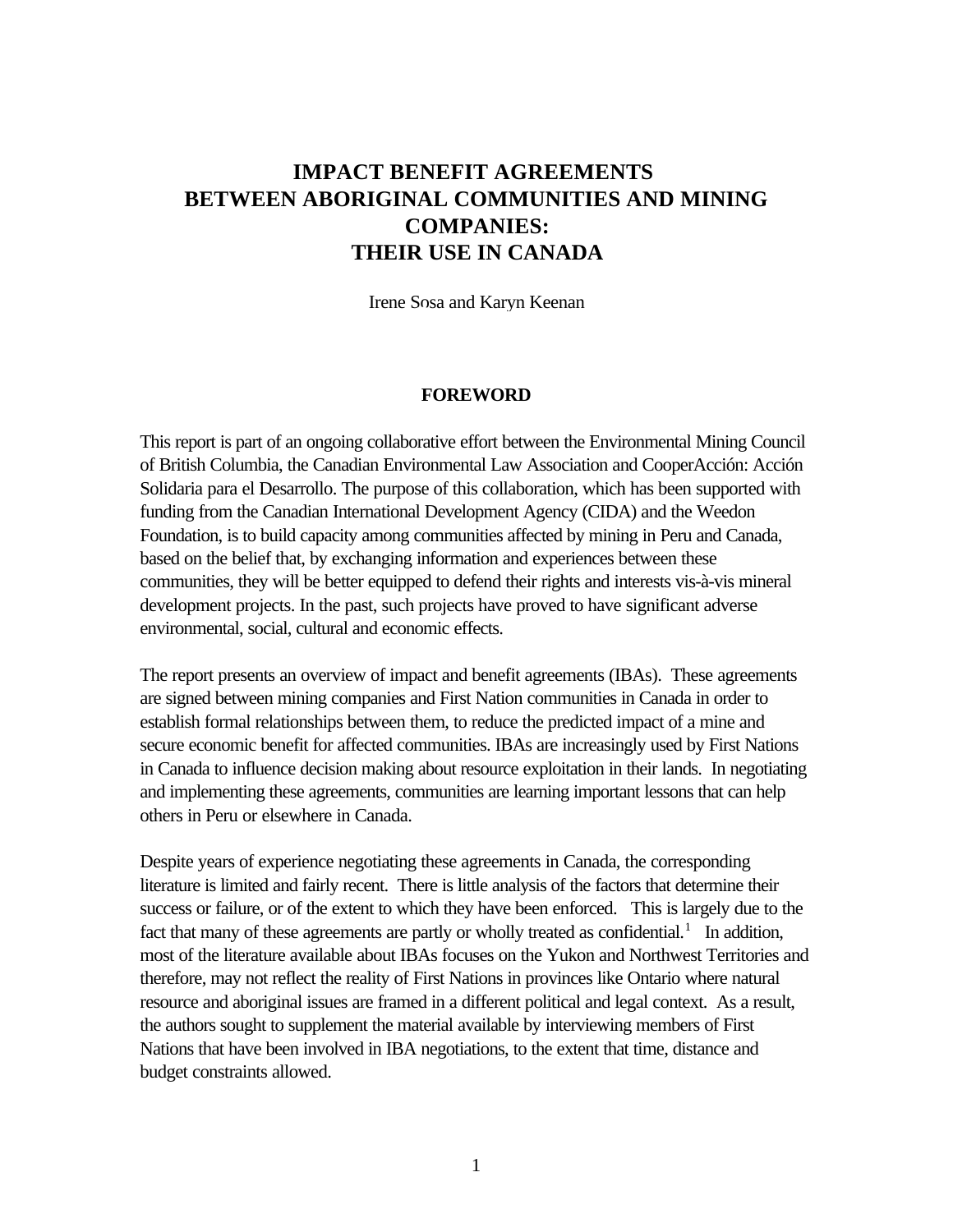# IMPACT BENEFIT AGREEMENTS BETWEEN ABORIGINAL COMMUNITIES AND MINING COMPANIES: THEIR USE IN CANADA

Irene Sosa and Karyn Keenan

## FOREWORD

This report is part of an ongoing collaborative effort between the Environmental Mining Council of British Columbia, the Canadian Environmental Law Association and CooperAcción: Acción Solidaria para el Desarrollo. The purpose of this collaboration, which has been supported with funding from the Canadian International Development Agency (CIDA) and the Weedon Foundation, is to build capacity among communities affected by mining in Peru and Canada, based on the belief that, by exchanging information and experiences between these communities, they will be better equipped to defend their rights and interests vis-à-vis mineral development projects. In the past, such projects have proved to have significant adverse environmental, social, cultural and economic effects.

The report presents an overview of impact and benefit agreements (IBAs). These agreements are signed between mining companies and First Nation communities in Canada in order to establish formal relationships between them, to reduce the predicted impact of a mine and secure economic benefit for affected communities. IBAs are increasingly used by First Nations in Canada to influence decision making about resource exploitation in their lands. In negotiating and implementing these agreements, communities are learning important lessons that can help others in Peru or elsewhere in Canada.

Despite years of experience negotiating these agreements in Canada, the corresponding literature is limited and fairly recent. There is little analysis of the factors that determine their success or failure, or of the extent to which they have been enforced. This is largely due to the fact that many of these agreements are partly or wholly treated as confidential.[1] In addition, most of the literature available about IBAs focuses on the Yukon and Northwest Territories and therefore, may not reflect the reality of First Nations in provinces like Ontario where natural resource and aboriginal issues are framed in a different political and legal context. As a result, the authors sought to supplement the material available by interviewing members of First Nations that have been involved in IBA negotiations, to the extent that time, distance and budget constraints allowed.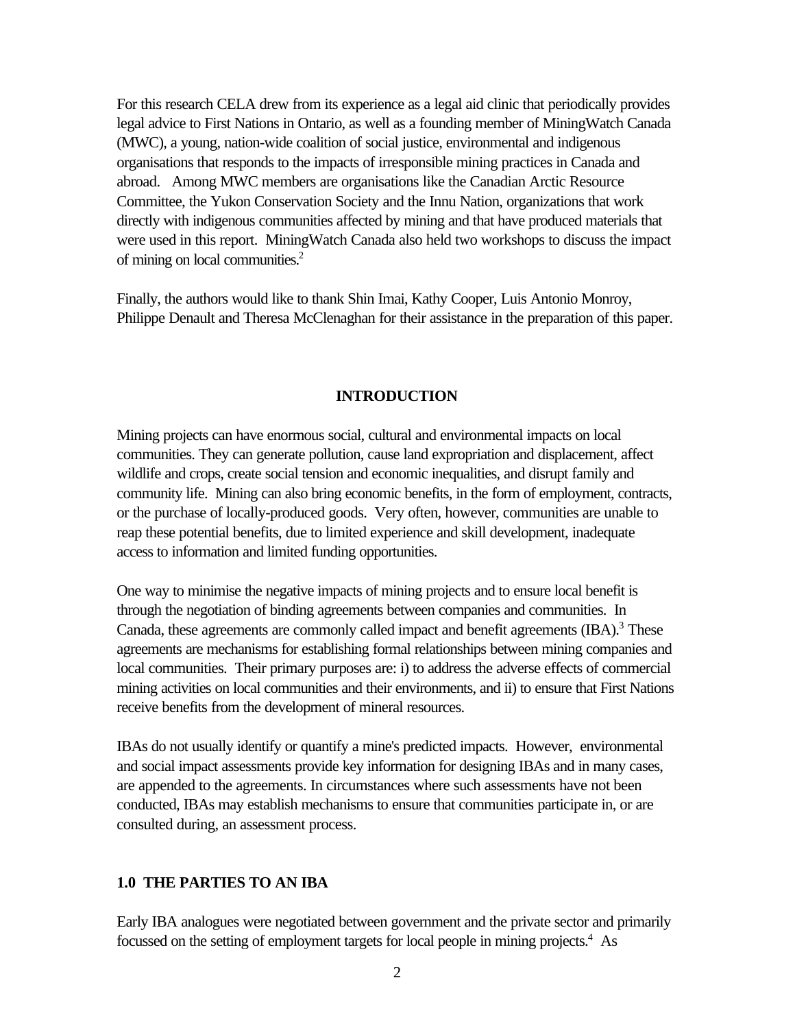For this research CELA drew from its experience as a legal aid clinic that periodically provides legal advice to First Nations in Ontario, as well as a founding member of MiningWatch Canada (MWC), a young, nation-wide coalition of social justice, environmental and indigenous organisations that responds to the impacts of irresponsible mining practices in Canada and abroad. Among MWC members are organisations like the Canadian Arctic Resource Committee, the Yukon Conservation Society and the Innu Nation, organizations that work directly with indigenous communities affected by mining and that have produced materials that were used in this report. MiningWatch Canada also held two workshops to discuss the impact of mining on local communities.[2]

Finally, the authors would like to thank Shin Imai, Kathy Cooper, Luis Antonio Monroy, Philippe Denault and Theresa McClenaghan for their assistance in the preparation of this paper.

## INTRODUCTION

Mining projects can have enormous social, cultural and environmental impacts on local communities. They can generate pollution, cause land expropriation and displacement, affect wildlife and crops, create social tension and economic inequalities, and disrupt family and community life. Mining can also bring economic benefits, in the form of employment, contracts, or the purchase of locally-produced goods. Very often, however, communities are unable to reap these potential benefits, due to limited experience and skill development, inadequate access to information and limited funding opportunities.

One way to minimise the negative impacts of mining projects and to ensure local benefit is through the negotiation of binding agreements between companies and communities. In Canada, these agreements are commonly called impact and benefit agreements (IBA).[3] These agreements are mechanisms for establishing formal relationships between mining companies and local communities. Their primary purposes are: i) to address the adverse effects of commercial mining activities on local communities and their environments, and ii) to ensure that First Nations receive benefits from the development of mineral resources.

IBAs do not usually identify or quantify a mine's predicted impacts. However, environmental and social impact assessments provide key information for designing IBAs and in many cases, are appended to the agreements. In circumstances where such assessments have not been conducted, IBAs may establish mechanisms to ensure that communities participate in, or are consulted during, an assessment process.

## 1.0 THE PARTIES TO AN IBA

Early IBA analogues were negotiated between government and the private sector and primarily focussed on the setting of employment targets for local people in mining projects.[4] As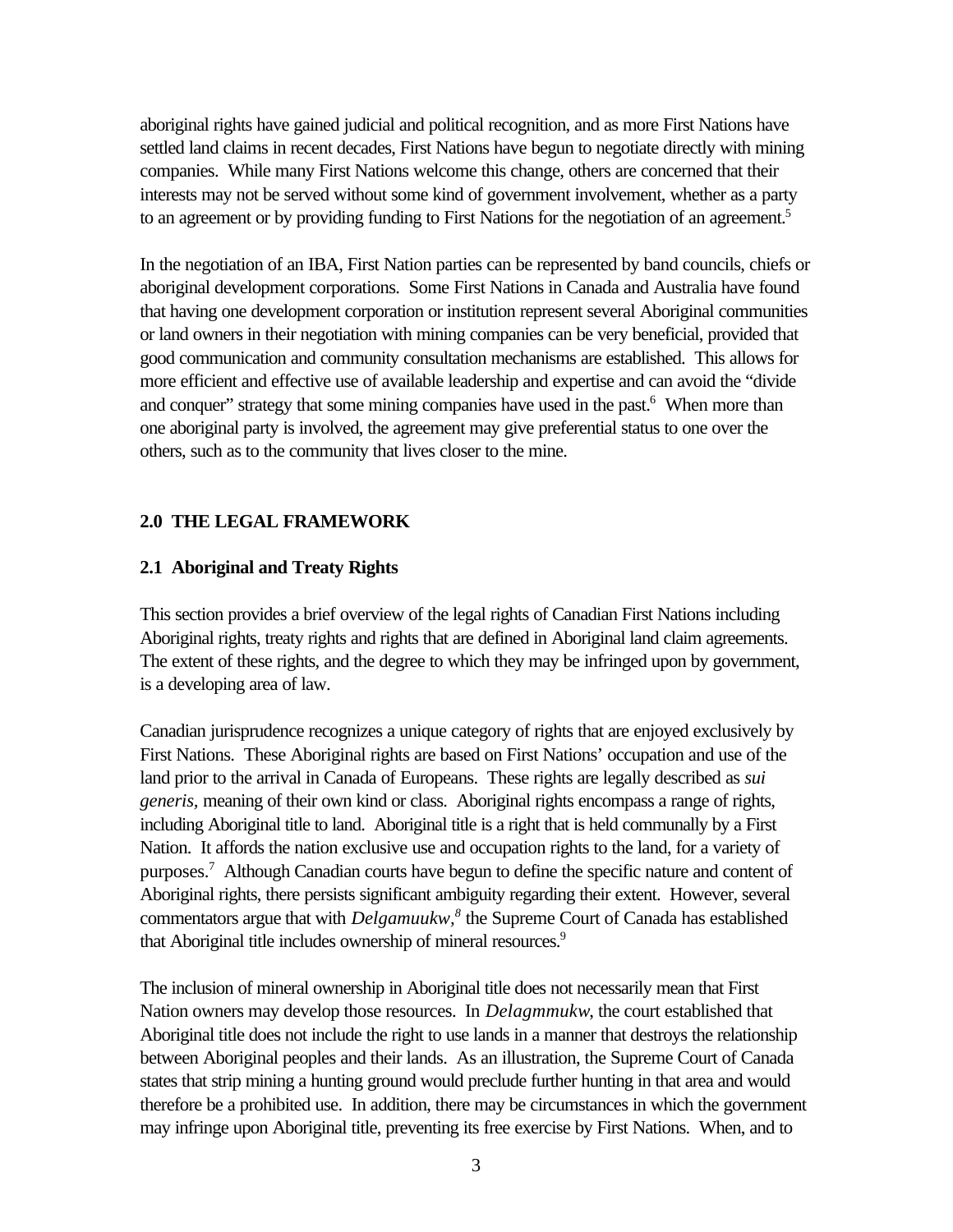aboriginal rights have gained judicial and political recognition, and as more First Nations have settled land claims in recent decades, First Nations have begun to negotiate directly with mining companies. While many First Nations welcome this change, others are concerned that their interests may not be served without some kind of government involvement, whether as a party to an agreement or by providing funding to First Nations for the negotiation of an agreement.[5]

In the negotiation of an IBA, First Nation parties can be represented by band councils, chiefs or aboriginal development corporations. Some First Nations in Canada and Australia have found that having one development corporation or institution represent several Aboriginal communities or land owners in their negotiation with mining companies can be very beneficial, provided that good communication and community consultation mechanisms are established. This allows for more efficient and effective use of available leadership and expertise and can avoid the "divide and conquer" strategy that some mining companies have used in the past.[6] When more than one aboriginal party is involved, the agreement may give preferential status to one over the others, such as to the community that lives closer to the mine.

## 2.0 THE LEGAL FRAMEWORK

### 2.1 Aboriginal and Treaty Rights

This section provides a brief overview of the legal rights of Canadian First Nations including Aboriginal rights, treaty rights and rights that are defined in Aboriginal land claim agreements. The extent of these rights, and the degree to which they may be infringed upon by government, is a developing area of law.

Canadian jurisprudence recognizes a unique category of rights that are enjoyed exclusively by First Nations. These Aboriginal rights are based on First Nations' occupation and use of the land prior to the arrival in Canada of Europeans. These rights are legally described as *sui generis*, meaning of their own kind or class. Aboriginal rights encompass a range of rights, including Aboriginal title to land. Aboriginal title is a right that is held communally by a First Nation. It affords the nation exclusive use and occupation rights to the land, for a variety of purposes.[7] Although Canadian courts have begun to define the specific nature and content of Aboriginal rights, there persists significant ambiguity regarding their extent. However, several commentators argue that with *Delgamuukw*,[8] the Supreme Court of Canada has established that Aboriginal title includes ownership of mineral resources.[9]

The inclusion of mineral ownership in Aboriginal title does not necessarily mean that First Nation owners may develop those resources. In *Delagmmukw*, the court established that Aboriginal title does not include the right to use lands in a manner that destroys the relationship between Aboriginal peoples and their lands. As an illustration, the Supreme Court of Canada states that strip mining a hunting ground would preclude further hunting in that area and would therefore be a prohibited use. In addition, there may be circumstances in which the government may infringe upon Aboriginal title, preventing its free exercise by First Nations. When, and to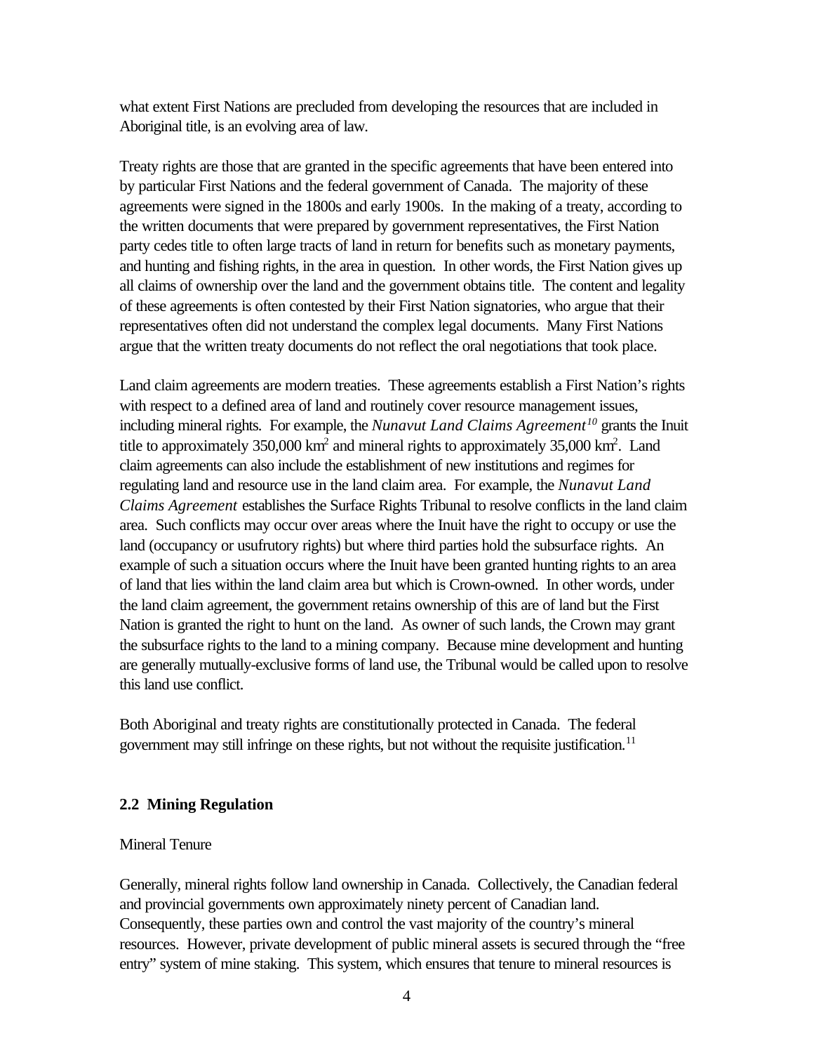what extent First Nations are precluded from developing the resources that are included in Aboriginal title, is an evolving area of law.

Treaty rights are those that are granted in the specific agreements that have been entered into by particular First Nations and the federal government of Canada. The majority of these agreements were signed in the 1800s and early 1900s. In the making of a treaty, according to the written documents that were prepared by government representatives, the First Nation party cedes title to often large tracts of land in return for benefits such as monetary payments, and hunting and fishing rights, in the area in question. In other words, the First Nation gives up all claims of ownership over the land and the government obtains title. The content and legality of these agreements is often contested by their First Nation signatories, who argue that their representatives often did not understand the complex legal documents. Many First Nations argue that the written treaty documents do not reflect the oral negotiations that took place.

Land claim agreements are modern treaties. These agreements establish a First Nation's rights with respect to a defined area of land and routinely cover resource management issues, including mineral rights. For example, the *Nunavut Land Claims Agreement*[10] grants the Inuit title to approximately 350,000 $km^2$ and mineral rights to approximately 35,000 $km^2$. Land claim agreements can also include the establishment of new institutions and regimes for regulating land and resource use in the land claim area. For example, the *Nunavut Land Claims Agreement* establishes the Surface Rights Tribunal to resolve conflicts in the land claim area. Such conflicts may occur over areas where the Inuit have the right to occupy or use the land (occupancy or usufrutory rights) but where third parties hold the subsurface rights. An example of such a situation occurs where the Inuit have been granted hunting rights to an area of land that lies within the land claim area but which is Crown-owned. In other words, under the land claim agreement, the government retains ownership of this are of land but the First Nation is granted the right to hunt on the land. As owner of such lands, the Crown may grant the subsurface rights to the land to a mining company. Because mine development and hunting are generally mutually-exclusive forms of land use, the Tribunal would be called upon to resolve this land use conflict.

Both Aboriginal and treaty rights are constitutionally protected in Canada. The federal government may still infringe on these rights, but not without the requisite justification.[11]

### 2.2 Mining Regulation

Mineral Tenure

Generally, mineral rights follow land ownership in Canada. Collectively, the Canadian federal and provincial governments own approximately ninety percent of Canadian land. Consequently, these parties own and control the vast majority of the country's mineral resources. However, private development of public mineral assets is secured through the "free entry" system of mine staking. This system, which ensures that tenure to mineral resources is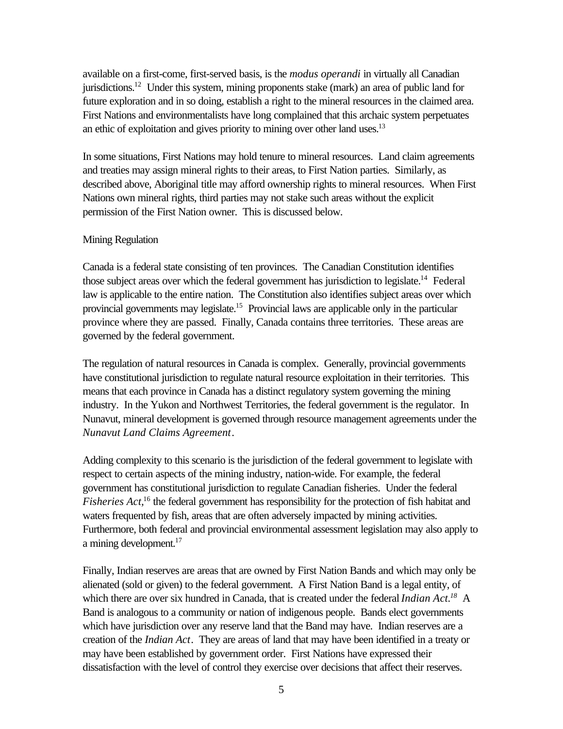available on a first-come, first-served basis, is the *modus operandi* in virtually all Canadian jurisdictions.[12] Under this system, mining proponents stake (mark) an area of public land for future exploration and in so doing, establish a right to the mineral resources in the claimed area. First Nations and environmentalists have long complained that this archaic system perpetuates an ethic of exploitation and gives priority to mining over other land uses.[13]

In some situations, First Nations may hold tenure to mineral resources. Land claim agreements and treaties may assign mineral rights to their areas, to First Nation parties. Similarly, as described above, Aboriginal title may afford ownership rights to mineral resources. When First Nations own mineral rights, third parties may not stake such areas without the explicit permission of the First Nation owner. This is discussed below.

Mining Regulation

Canada is a federal state consisting of ten provinces. The Canadian Constitution identifies those subject areas over which the federal government has jurisdiction to legislate.[14] Federal law is applicable to the entire nation. The Constitution also identifies subject areas over which provincial governments may legislate.[15] Provincial laws are applicable only in the particular province where they are passed. Finally, Canada contains three territories. These areas are governed by the federal government.

The regulation of natural resources in Canada is complex. Generally, provincial governments have constitutional jurisdiction to regulate natural resource exploitation in their territories. This means that each province in Canada has a distinct regulatory system governing the mining industry. In the Yukon and Northwest Territories, the federal government is the regulator. In Nunavut, mineral development is governed through resource management agreements under the *Nunavut Land Claims Agreement*.

Adding complexity to this scenario is the jurisdiction of the federal government to legislate with respect to certain aspects of the mining industry, nation-wide. For example, the federal government has constitutional jurisdiction to regulate Canadian fisheries. Under the federal *Fisheries Act*,[16] the federal government has responsibility for the protection of fish habitat and waters frequented by fish, areas that are often adversely impacted by mining activities. Furthermore, both federal and provincial environmental assessment legislation may also apply to a mining development.[17]

Finally, Indian reserves are areas that are owned by First Nation Bands and which may only be alienated (sold or given) to the federal government. A First Nation Band is a legal entity, of which there are over six hundred in Canada, that is created under the federal *Indian Act*.[18] A Band is analogous to a community or nation of indigenous people. Bands elect governments which have jurisdiction over any reserve land that the Band may have. Indian reserves are a creation of the *Indian Act*. They are areas of land that may have been identified in a treaty or may have been established by government order. First Nations have expressed their dissatisfaction with the level of control they exercise over decisions that affect their reserves.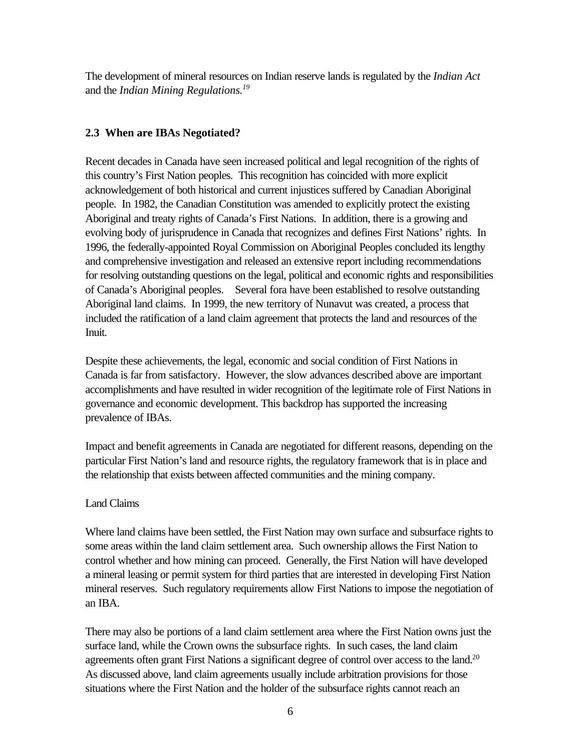The development of mineral resources on Indian reserve lands is regulated by the *Indian Act* and the *Indian Mining Regulations.*[19]

## 2.3 When are IBAs Negotiated?

Recent decades in Canada have seen increased political and legal recognition of the rights of this country's First Nation peoples. This recognition has coincided with more explicit acknowledgement of both historical and current injustices suffered by Canadian Aboriginal people. In 1982, the Canadian Constitution was amended to explicitly protect the existing Aboriginal and treaty rights of Canada's First Nations. In addition, there is a growing and evolving body of jurisprudence in Canada that recognizes and defines First Nations' rights. In 1996, the federally-appointed Royal Commission on Aboriginal Peoples concluded its lengthy and comprehensive investigation and released an extensive report including recommendations for resolving outstanding questions on the legal, political and economic rights and responsibilities of Canada's Aboriginal peoples. Several fora have been established to resolve outstanding Aboriginal land claims. In 1999, the new territory of Nunavut was created, a process that included the ratification of a land claim agreement that protects the land and resources of the Inuit.

Despite these achievements, the legal, economic and social condition of First Nations in Canada is far from satisfactory. However, the slow advances described above are important accomplishments and have resulted in wider recognition of the legitimate role of First Nations in governance and economic development. This backdrop has supported the increasing prevalence of IBAs.

Impact and benefit agreements in Canada are negotiated for different reasons, depending on the particular First Nation's land and resource rights, the regulatory framework that is in place and the relationship that exists between affected communities and the mining company.

Land Claims

Where land claims have been settled, the First Nation may own surface and subsurface rights to some areas within the land claim settlement area. Such ownership allows the First Nation to control whether and how mining can proceed. Generally, the First Nation will have developed a mineral leasing or permit system for third parties that are interested in developing First Nation mineral reserves. Such regulatory requirements allow First Nations to impose the negotiation of an IBA.

There may also be portions of a land claim settlement area where the First Nation owns just the surface land, while the Crown owns the subsurface rights. In such cases, the land claim agreements often grant First Nations a significant degree of control over access to the land.[20] As discussed above, land claim agreements usually include arbitration provisions for those situations where the First Nation and the holder of the subsurface rights cannot reach an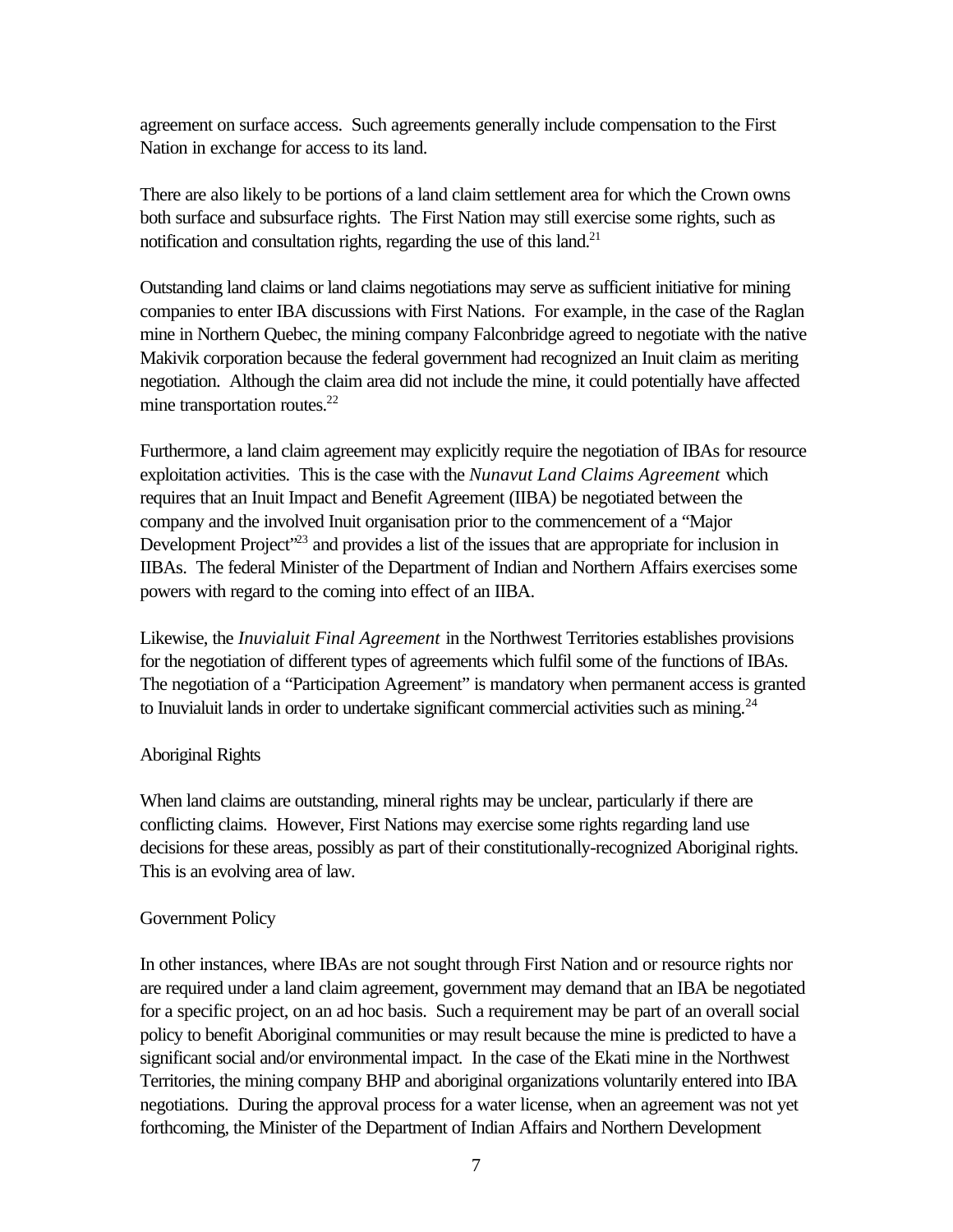agreement on surface access. Such agreements generally include compensation to the First Nation in exchange for access to its land.

There are also likely to be portions of a land claim settlement area for which the Crown owns both surface and subsurface rights. The First Nation may still exercise some rights, such as notification and consultation rights, regarding the use of this land.[21]

Outstanding land claims or land claims negotiations may serve as sufficient initiative for mining companies to enter IBA discussions with First Nations. For example, in the case of the Raglan mine in Northern Quebec, the mining company Falconbridge agreed to negotiate with the native Makivik corporation because the federal government had recognized an Inuit claim as meriting negotiation. Although the claim area did not include the mine, it could potentially have affected mine transportation routes.[22]

Furthermore, a land claim agreement may explicitly require the negotiation of IBAs for resource exploitation activities. This is the case with the *Nunavut Land Claims Agreement* which requires that an Inuit Impact and Benefit Agreement (IIBA) be negotiated between the company and the involved Inuit organisation prior to the commencement of a "Major Development Project"[23] and provides a list of the issues that are appropriate for inclusion in IIBAs. The federal Minister of the Department of Indian and Northern Affairs exercises some powers with regard to the coming into effect of an IIBA.

Likewise, the *Inuvialuit Final Agreement* in the Northwest Territories establishes provisions for the negotiation of different types of agreements which fulfil some of the functions of IBAs. The negotiation of a "Participation Agreement" is mandatory when permanent access is granted to Inuvialuit lands in order to undertake significant commercial activities such as mining.[24]

Aboriginal Rights

When land claims are outstanding, mineral rights may be unclear, particularly if there are conflicting claims. However, First Nations may exercise some rights regarding land use decisions for these areas, possibly as part of their constitutionally-recognized Aboriginal rights. This is an evolving area of law.

Government Policy

In other instances, where IBAs are not sought through First Nation and or resource rights nor are required under a land claim agreement, government may demand that an IBA be negotiated for a specific project, on an ad hoc basis. Such a requirement may be part of an overall social policy to benefit Aboriginal communities or may result because the mine is predicted to have a significant social and/or environmental impact. In the case of the Ekati mine in the Northwest Territories, the mining company BHP and aboriginal organizations voluntarily entered into IBA negotiations. During the approval process for a water license, when an agreement was not yet forthcoming, the Minister of the Department of Indian Affairs and Northern Development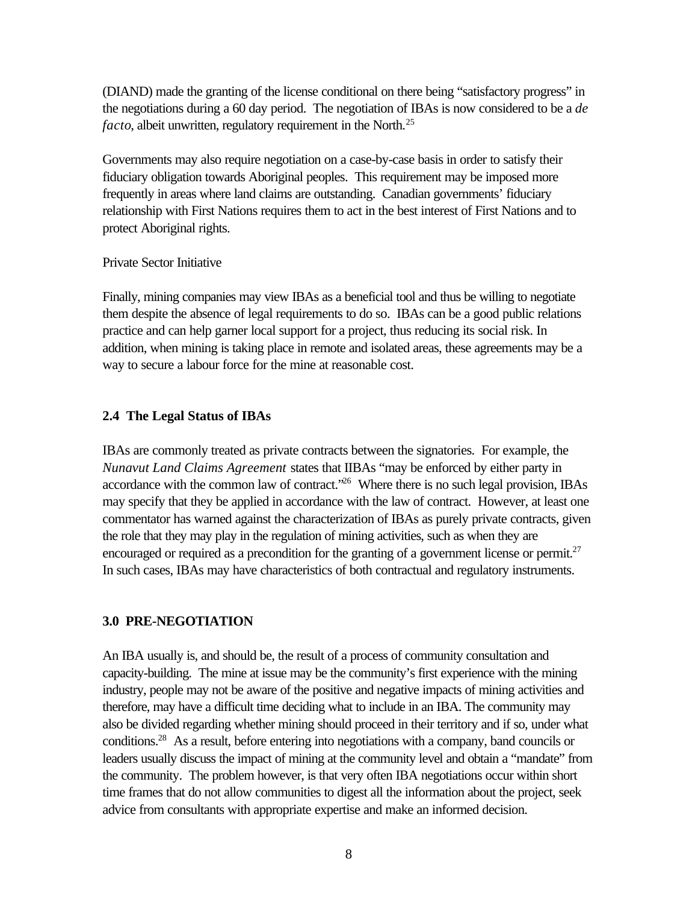(DIAND) made the granting of the license conditional on there being "satisfactory progress" in the negotiations during a 60 day period. The negotiation of IBAs is now considered to be a *de facto*, albeit unwritten, regulatory requirement in the North.[25]

Governments may also require negotiation on a case-by-case basis in order to satisfy their fiduciary obligation towards Aboriginal peoples. This requirement may be imposed more frequently in areas where land claims are outstanding. Canadian governments' fiduciary relationship with First Nations requires them to act in the best interest of First Nations and to protect Aboriginal rights.

Private Sector Initiative

Finally, mining companies may view IBAs as a beneficial tool and thus be willing to negotiate them despite the absence of legal requirements to do so. IBAs can be a good public relations practice and can help garner local support for a project, thus reducing its social risk. In addition, when mining is taking place in remote and isolated areas, these agreements may be a way to secure a labour force for the mine at reasonable cost.

### 2.4 The Legal Status of IBAs

IBAs are commonly treated as private contracts between the signatories. For example, the *Nunavut Land Claims Agreement* states that IIBAs "may be enforced by either party in accordance with the common law of contract."[26] Where there is no such legal provision, IBAs may specify that they be applied in accordance with the law of contract. However, at least one commentator has warned against the characterization of IBAs as purely private contracts, given the role that they may play in the regulation of mining activities, such as when they are encouraged or required as a precondition for the granting of a government license or permit.[27] In such cases, IBAs may have characteristics of both contractual and regulatory instruments.

## 3.0 PRE-NEGOTIATION

An IBA usually is, and should be, the result of a process of community consultation and capacity-building. The mine at issue may be the community's first experience with the mining industry, people may not be aware of the positive and negative impacts of mining activities and therefore, may have a difficult time deciding what to include in an IBA. The community may also be divided regarding whether mining should proceed in their territory and if so, under what conditions.[28] As a result, before entering into negotiations with a company, band councils or leaders usually discuss the impact of mining at the community level and obtain a "mandate" from the community. The problem however, is that very often IBA negotiations occur within short time frames that do not allow communities to digest all the information about the project, seek advice from consultants with appropriate expertise and make an informed decision.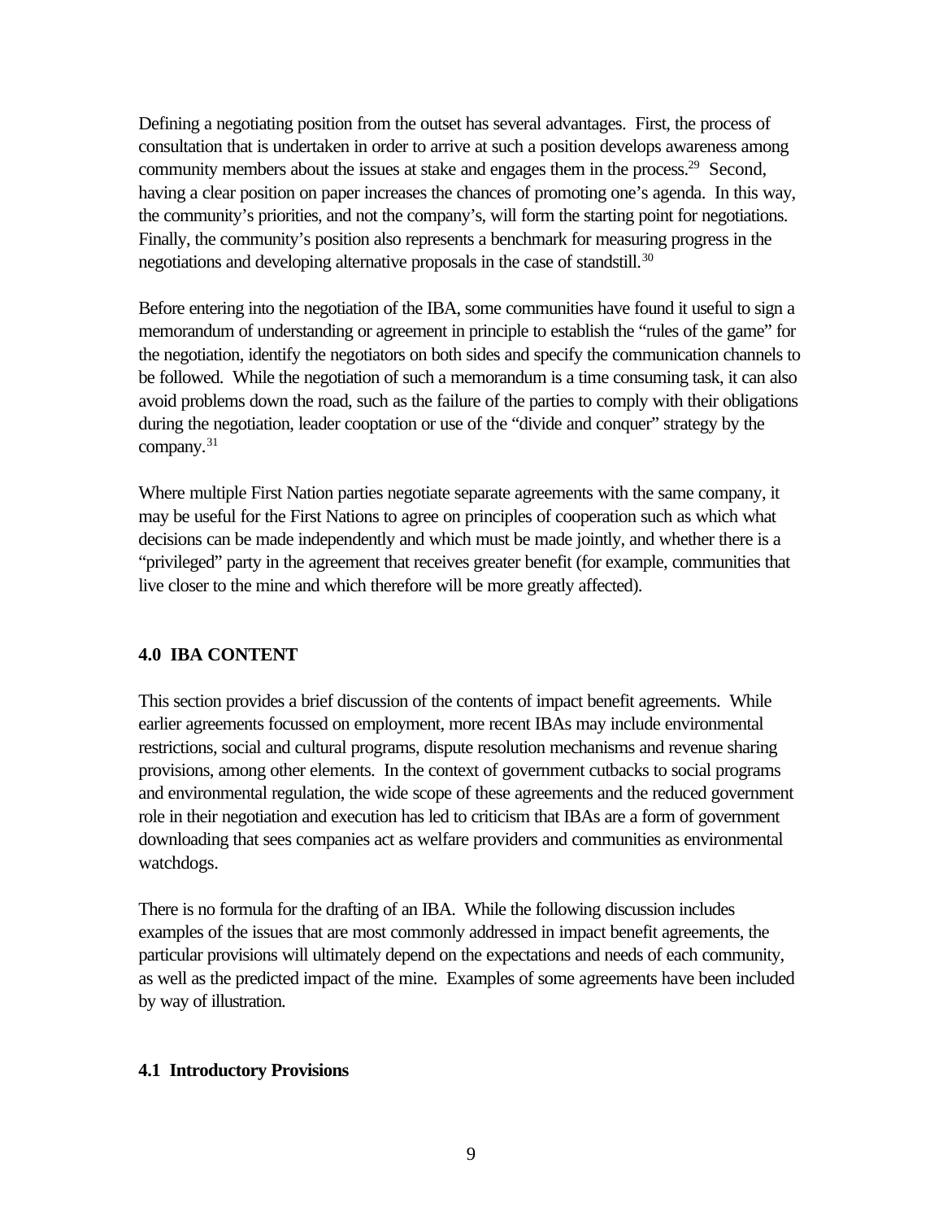Defining a negotiating position from the outset has several advantages. First, the process of consultation that is undertaken in order to arrive at such a position develops awareness among community members about the issues at stake and engages them in the process.[29] Second, having a clear position on paper increases the chances of promoting one's agenda. In this way, the community's priorities, and not the company's, will form the starting point for negotiations. Finally, the community's position also represents a benchmark for measuring progress in the negotiations and developing alternative proposals in the case of standstill.[30]

Before entering into the negotiation of the IBA, some communities have found it useful to sign a memorandum of understanding or agreement in principle to establish the "rules of the game" for the negotiation, identify the negotiators on both sides and specify the communication channels to be followed. While the negotiation of such a memorandum is a time consuming task, it can also avoid problems down the road, such as the failure of the parties to comply with their obligations during the negotiation, leader cooptation or use of the "divide and conquer" strategy by the company.[31]

Where multiple First Nation parties negotiate separate agreements with the same company, it may be useful for the First Nations to agree on principles of cooperation such as which what decisions can be made independently and which must be made jointly, and whether there is a "privileged" party in the agreement that receives greater benefit (for example, communities that live closer to the mine and which therefore will be more greatly affected).

## 4.0 IBA CONTENT

This section provides a brief discussion of the contents of impact benefit agreements. While earlier agreements focussed on employment, more recent IBAs may include environmental restrictions, social and cultural programs, dispute resolution mechanisms and revenue sharing provisions, among other elements. In the context of government cutbacks to social programs and environmental regulation, the wide scope of these agreements and the reduced government role in their negotiation and execution has led to criticism that IBAs are a form of government downloading that sees companies act as welfare providers and communities as environmental watchdogs.

There is no formula for the drafting of an IBA. While the following discussion includes examples of the issues that are most commonly addressed in impact benefit agreements, the particular provisions will ultimately depend on the expectations and needs of each community, as well as the predicted impact of the mine. Examples of some agreements have been included by way of illustration.

### 4.1 Introductory Provisions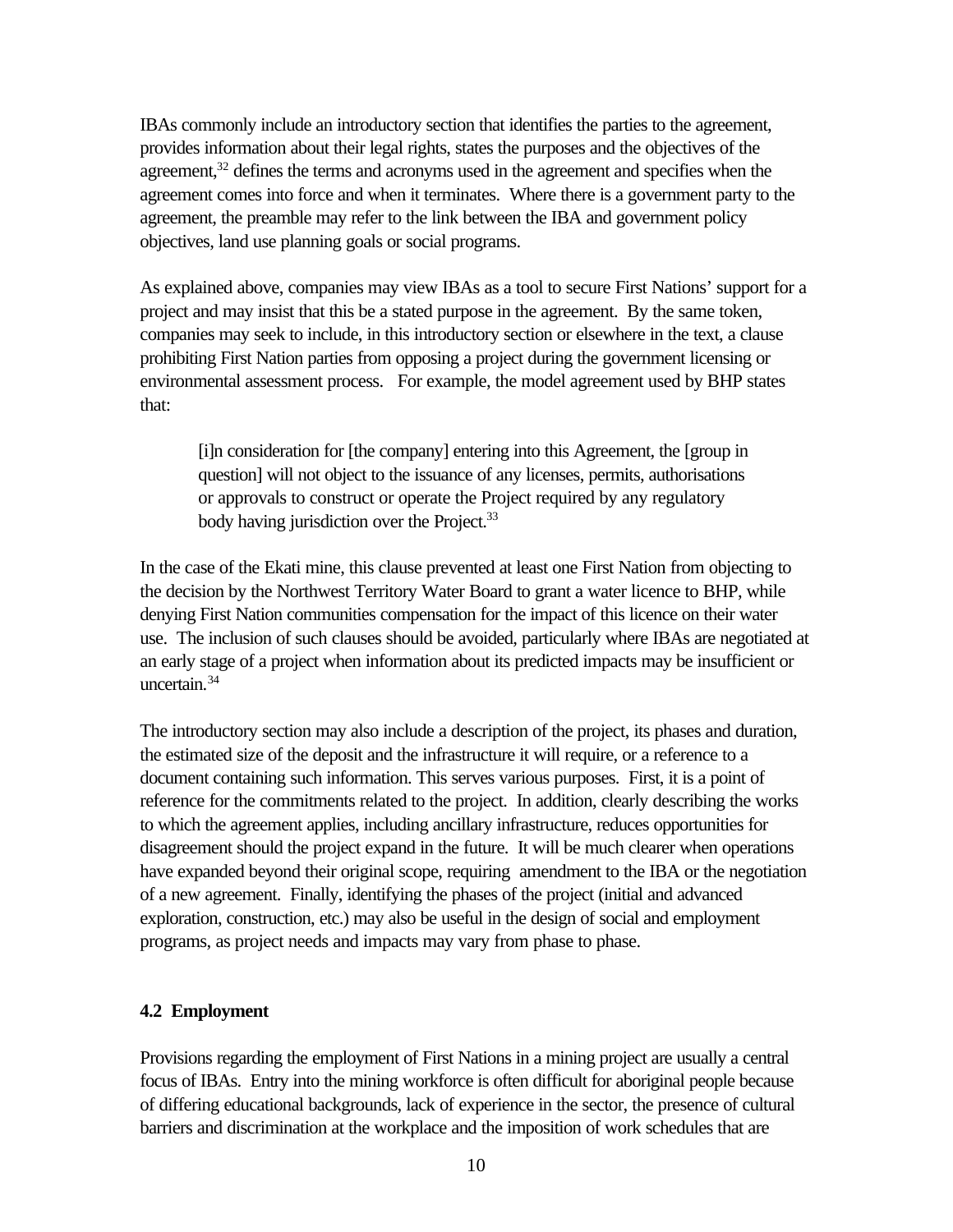IBAs commonly include an introductory section that identifies the parties to the agreement, provides information about their legal rights, states the purposes and the objectives of the agreement,[32] defines the terms and acronyms used in the agreement and specifies when the agreement comes into force and when it terminates. Where there is a government party to the agreement, the preamble may refer to the link between the IBA and government policy objectives, land use planning goals or social programs.

As explained above, companies may view IBAs as a tool to secure First Nations' support for a project and may insist that this be a stated purpose in the agreement. By the same token, companies may seek to include, in this introductory section or elsewhere in the text, a clause prohibiting First Nation parties from opposing a project during the government licensing or environmental assessment process. For example, the model agreement used by BHP states that:

> [i]n consideration for [the company] entering into this Agreement, the [group in question] will not object to the issuance of any licenses, permits, authorisations or approvals to construct or operate the Project required by any regulatory body having jurisdiction over the Project.[33]

In the case of the Ekati mine, this clause prevented at least one First Nation from objecting to the decision by the Northwest Territory Water Board to grant a water licence to BHP, while denying First Nation communities compensation for the impact of this licence on their water use. The inclusion of such clauses should be avoided, particularly where IBAs are negotiated at an early stage of a project when information about its predicted impacts may be insufficient or uncertain.[34]

The introductory section may also include a description of the project, its phases and duration, the estimated size of the deposit and the infrastructure it will require, or a reference to a document containing such information. This serves various purposes. First, it is a point of reference for the commitments related to the project. In addition, clearly describing the works to which the agreement applies, including ancillary infrastructure, reduces opportunities for disagreement should the project expand in the future. It will be much clearer when operations have expanded beyond their original scope, requiring amendment to the IBA or the negotiation of a new agreement. Finally, identifying the phases of the project (initial and advanced exploration, construction, etc.) may also be useful in the design of social and employment programs, as project needs and impacts may vary from phase to phase.

### 4.2 Employment

Provisions regarding the employment of First Nations in a mining project are usually a central focus of IBAs. Entry into the mining workforce is often difficult for aboriginal people because of differing educational backgrounds, lack of experience in the sector, the presence of cultural barriers and discrimination at the workplace and the imposition of work schedules that are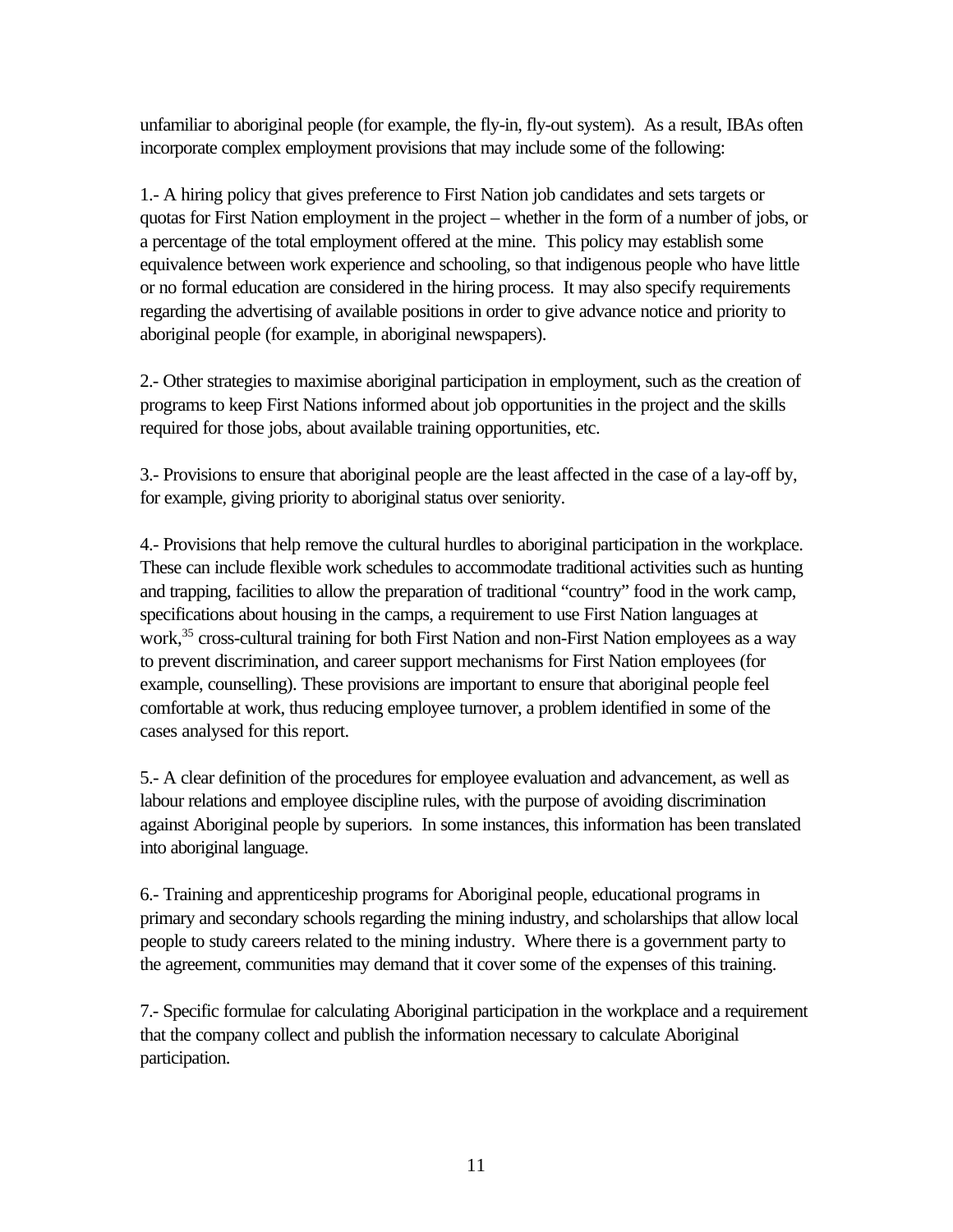unfamiliar to aboriginal people (for example, the fly-in, fly-out system). As a result, IBAs often incorporate complex employment provisions that may include some of the following:

1.- A hiring policy that gives preference to First Nation job candidates and sets targets or quotas for First Nation employment in the project – whether in the form of a number of jobs, or a percentage of the total employment offered at the mine. This policy may establish some equivalence between work experience and schooling, so that indigenous people who have little or no formal education are considered in the hiring process. It may also specify requirements regarding the advertising of available positions in order to give advance notice and priority to aboriginal people (for example, in aboriginal newspapers).

2.- Other strategies to maximise aboriginal participation in employment, such as the creation of programs to keep First Nations informed about job opportunities in the project and the skills required for those jobs, about available training opportunities, etc.

3.- Provisions to ensure that aboriginal people are the least affected in the case of a lay-off by, for example, giving priority to aboriginal status over seniority.

4.- Provisions that help remove the cultural hurdles to aboriginal participation in the workplace. These can include flexible work schedules to accommodate traditional activities such as hunting and trapping, facilities to allow the preparation of traditional "country" food in the work camp, specifications about housing in the camps, a requirement to use First Nation languages at work,[35] cross-cultural training for both First Nation and non-First Nation employees as a way to prevent discrimination, and career support mechanisms for First Nation employees (for example, counselling). These provisions are important to ensure that aboriginal people feel comfortable at work, thus reducing employee turnover, a problem identified in some of the cases analysed for this report.

5.- A clear definition of the procedures for employee evaluation and advancement, as well as labour relations and employee discipline rules, with the purpose of avoiding discrimination against Aboriginal people by superiors. In some instances, this information has been translated into aboriginal language.

6.- Training and apprenticeship programs for Aboriginal people, educational programs in primary and secondary schools regarding the mining industry, and scholarships that allow local people to study careers related to the mining industry. Where there is a government party to the agreement, communities may demand that it cover some of the expenses of this training.

7.- Specific formulae for calculating Aboriginal participation in the workplace and a requirement that the company collect and publish the information necessary to calculate Aboriginal participation.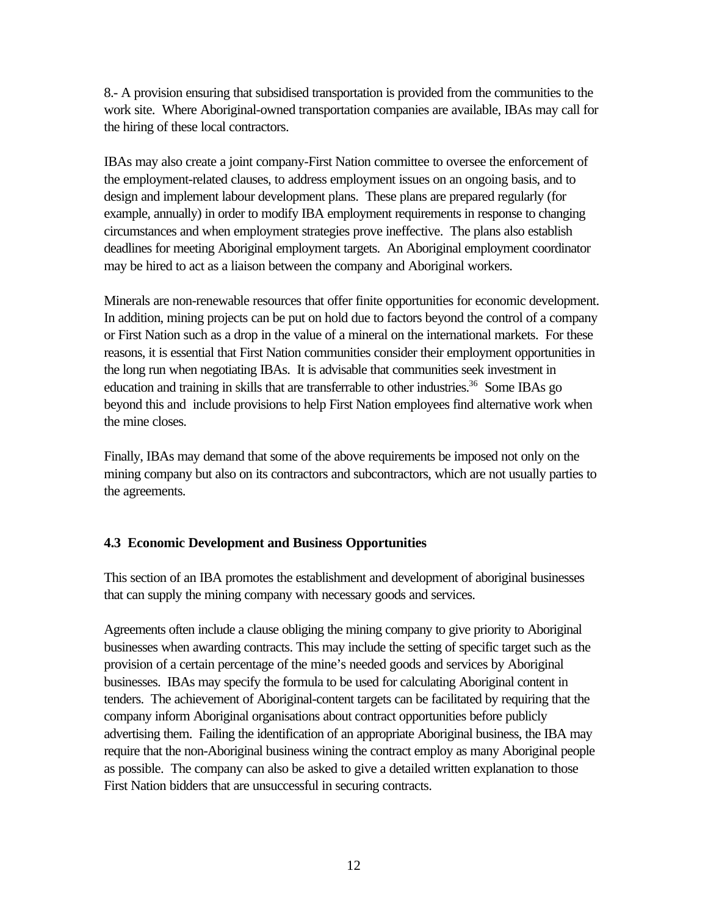8.- A provision ensuring that subsidised transportation is provided from the communities to the work site. Where Aboriginal-owned transportation companies are available, IBAs may call for the hiring of these local contractors.

IBAs may also create a joint company-First Nation committee to oversee the enforcement of the employment-related clauses, to address employment issues on an ongoing basis, and to design and implement labour development plans. These plans are prepared regularly (for example, annually) in order to modify IBA employment requirements in response to changing circumstances and when employment strategies prove ineffective. The plans also establish deadlines for meeting Aboriginal employment targets. An Aboriginal employment coordinator may be hired to act as a liaison between the company and Aboriginal workers.

Minerals are non-renewable resources that offer finite opportunities for economic development. In addition, mining projects can be put on hold due to factors beyond the control of a company or First Nation such as a drop in the value of a mineral on the international markets. For these reasons, it is essential that First Nation communities consider their employment opportunities in the long run when negotiating IBAs. It is advisable that communities seek investment in education and training in skills that are transferrable to other industries.[36] Some IBAs go beyond this and include provisions to help First Nation employees find alternative work when the mine closes.

Finally, IBAs may demand that some of the above requirements be imposed not only on the mining company but also on its contractors and subcontractors, which are not usually parties to the agreements.

### 4.3 Economic Development and Business Opportunities

This section of an IBA promotes the establishment and development of aboriginal businesses that can supply the mining company with necessary goods and services.

Agreements often include a clause obliging the mining company to give priority to Aboriginal businesses when awarding contracts. This may include the setting of specific target such as the provision of a certain percentage of the mine's needed goods and services by Aboriginal businesses. IBAs may specify the formula to be used for calculating Aboriginal content in tenders. The achievement of Aboriginal-content targets can be facilitated by requiring that the company inform Aboriginal organisations about contract opportunities before publicly advertising them. Failing the identification of an appropriate Aboriginal business, the IBA may require that the non-Aboriginal business wining the contract employ as many Aboriginal people as possible. The company can also be asked to give a detailed written explanation to those First Nation bidders that are unsuccessful in securing contracts.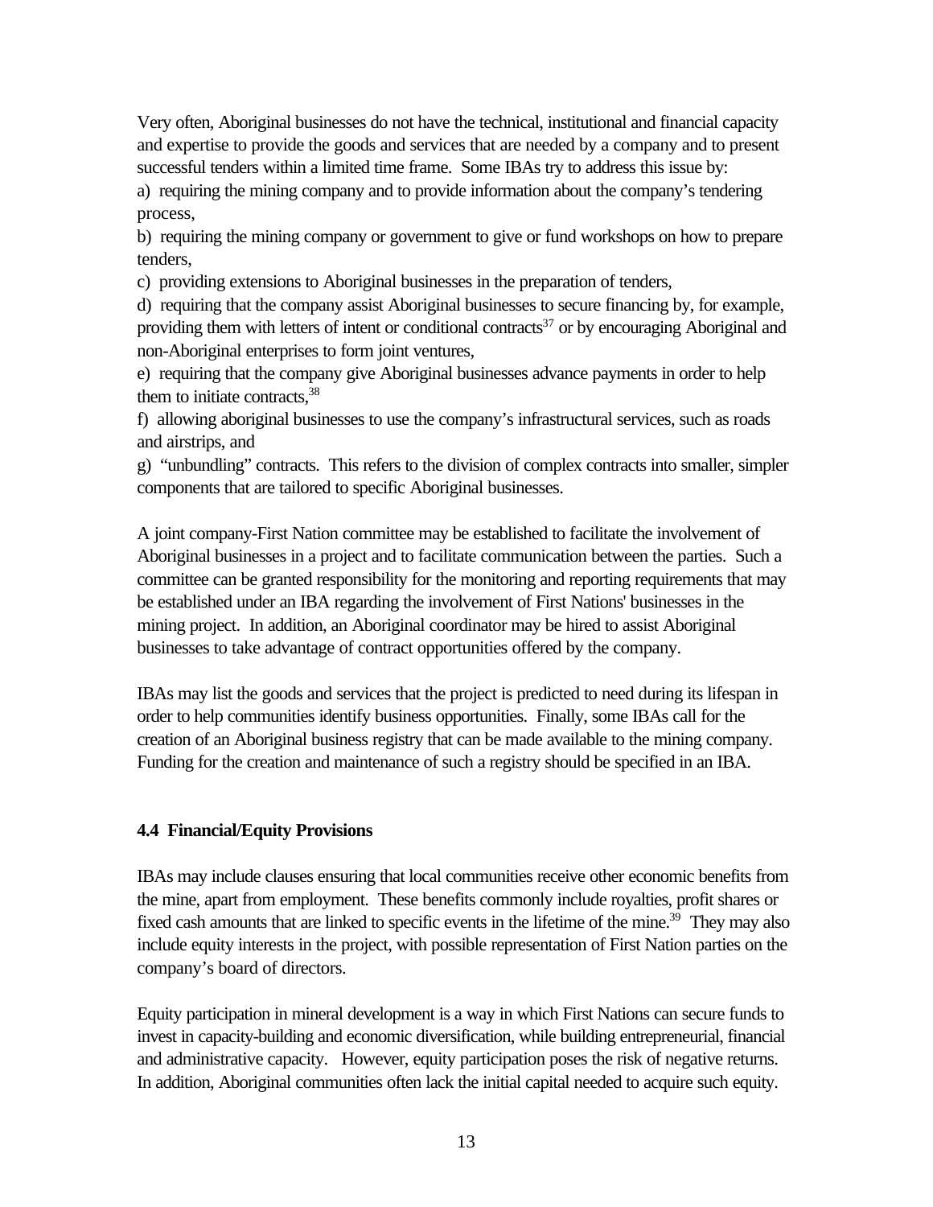Very often, Aboriginal businesses do not have the technical, institutional and financial capacity and expertise to provide the goods and services that are needed by a company and to present successful tenders within a limited time frame. Some IBAs try to address this issue by:

a) requiring the mining company and to provide information about the company's tendering process,

b) requiring the mining company or government to give or fund workshops on how to prepare tenders,

c) providing extensions to Aboriginal businesses in the preparation of tenders,

d) requiring that the company assist Aboriginal businesses to secure financing by, for example, providing them with letters of intent or conditional contracts[37] or by encouraging Aboriginal and non-Aboriginal enterprises to form joint ventures,

e) requiring that the company give Aboriginal businesses advance payments in order to help them to initiate contracts,[38]

f) allowing aboriginal businesses to use the company's infrastructural services, such as roads and airstrips, and

g) "unbundling" contracts. This refers to the division of complex contracts into smaller, simpler components that are tailored to specific Aboriginal businesses.

A joint company-First Nation committee may be established to facilitate the involvement of Aboriginal businesses in a project and to facilitate communication between the parties. Such a committee can be granted responsibility for the monitoring and reporting requirements that may be established under an IBA regarding the involvement of First Nations' businesses in the mining project. In addition, an Aboriginal coordinator may be hired to assist Aboriginal businesses to take advantage of contract opportunities offered by the company.

IBAs may list the goods and services that the project is predicted to need during its lifespan in order to help communities identify business opportunities. Finally, some IBAs call for the creation of an Aboriginal business registry that can be made available to the mining company. Funding for the creation and maintenance of such a registry should be specified in an IBA.

### 4.4 Financial/Equity Provisions

IBAs may include clauses ensuring that local communities receive other economic benefits from the mine, apart from employment. These benefits commonly include royalties, profit shares or fixed cash amounts that are linked to specific events in the lifetime of the mine.[39] They may also include equity interests in the project, with possible representation of First Nation parties on the company's board of directors.

Equity participation in mineral development is a way in which First Nations can secure funds to invest in capacity-building and economic diversification, while building entrepreneurial, financial and administrative capacity. However, equity participation poses the risk of negative returns. In addition, Aboriginal communities often lack the initial capital needed to acquire such equity.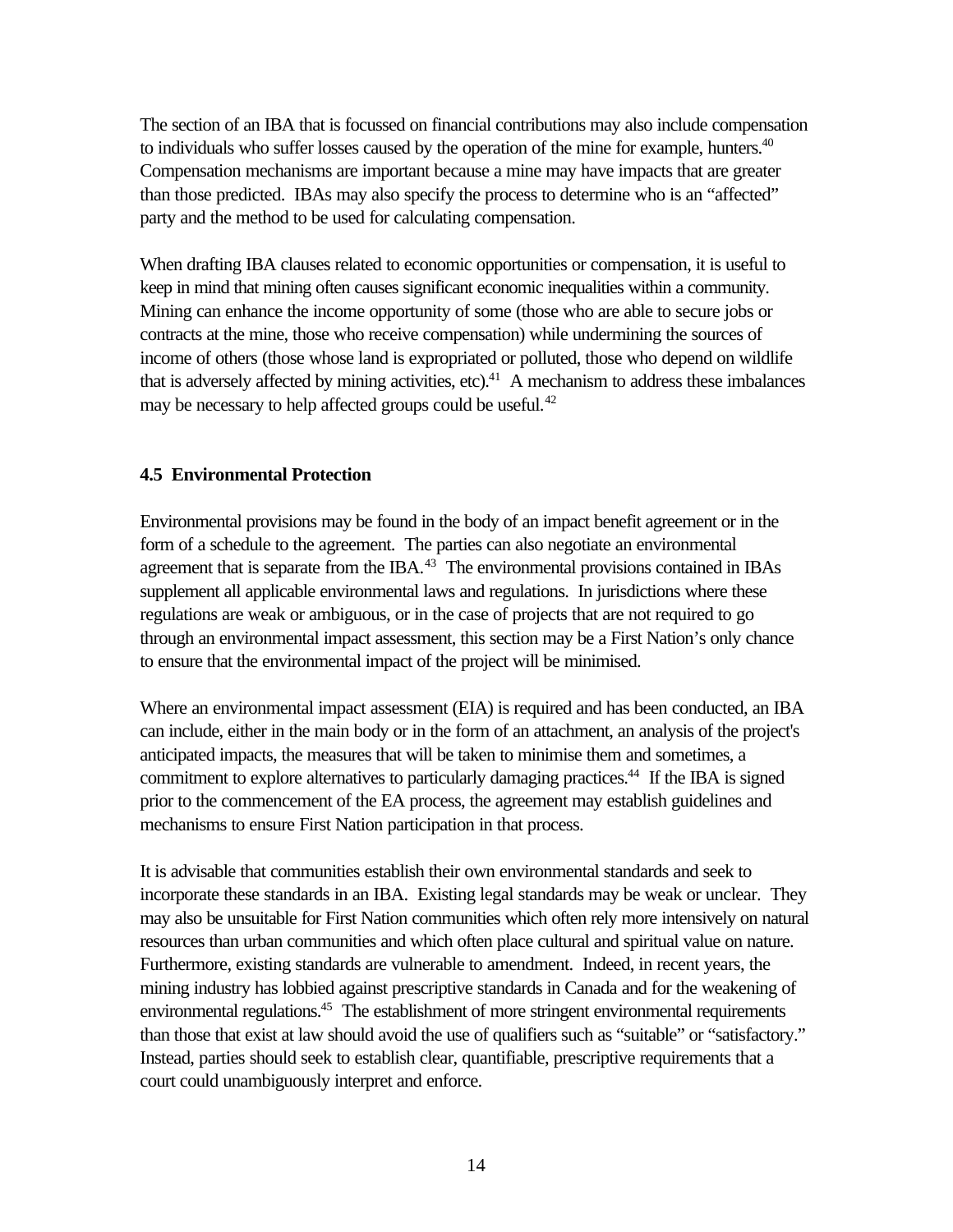The section of an IBA that is focussed on financial contributions may also include compensation to individuals who suffer losses caused by the operation of the mine for example, hunters.[40] Compensation mechanisms are important because a mine may have impacts that are greater than those predicted. IBAs may also specify the process to determine who is an "affected" party and the method to be used for calculating compensation.

When drafting IBA clauses related to economic opportunities or compensation, it is useful to keep in mind that mining often causes significant economic inequalities within a community. Mining can enhance the income opportunity of some (those who are able to secure jobs or contracts at the mine, those who receive compensation) while undermining the sources of income of others (those whose land is expropriated or polluted, those who depend on wildlife that is adversely affected by mining activities, etc).[41] A mechanism to address these imbalances may be necessary to help affected groups could be useful.[42]

### 4.5 Environmental Protection

Environmental provisions may be found in the body of an impact benefit agreement or in the form of a schedule to the agreement. The parties can also negotiate an environmental agreement that is separate from the IBA.[43] The environmental provisions contained in IBAs supplement all applicable environmental laws and regulations. In jurisdictions where these regulations are weak or ambiguous, or in the case of projects that are not required to go through an environmental impact assessment, this section may be a First Nation's only chance to ensure that the environmental impact of the project will be minimised.

Where an environmental impact assessment (EIA) is required and has been conducted, an IBA can include, either in the main body or in the form of an attachment, an analysis of the project's anticipated impacts, the measures that will be taken to minimise them and sometimes, a commitment to explore alternatives to particularly damaging practices.[44] If the IBA is signed prior to the commencement of the EA process, the agreement may establish guidelines and mechanisms to ensure First Nation participation in that process.

It is advisable that communities establish their own environmental standards and seek to incorporate these standards in an IBA. Existing legal standards may be weak or unclear. They may also be unsuitable for First Nation communities which often rely more intensively on natural resources than urban communities and which often place cultural and spiritual value on nature. Furthermore, existing standards are vulnerable to amendment. Indeed, in recent years, the mining industry has lobbied against prescriptive standards in Canada and for the weakening of environmental regulations.[45] The establishment of more stringent environmental requirements than those that exist at law should avoid the use of qualifiers such as "suitable" or "satisfactory." Instead, parties should seek to establish clear, quantifiable, prescriptive requirements that a court could unambiguously interpret and enforce.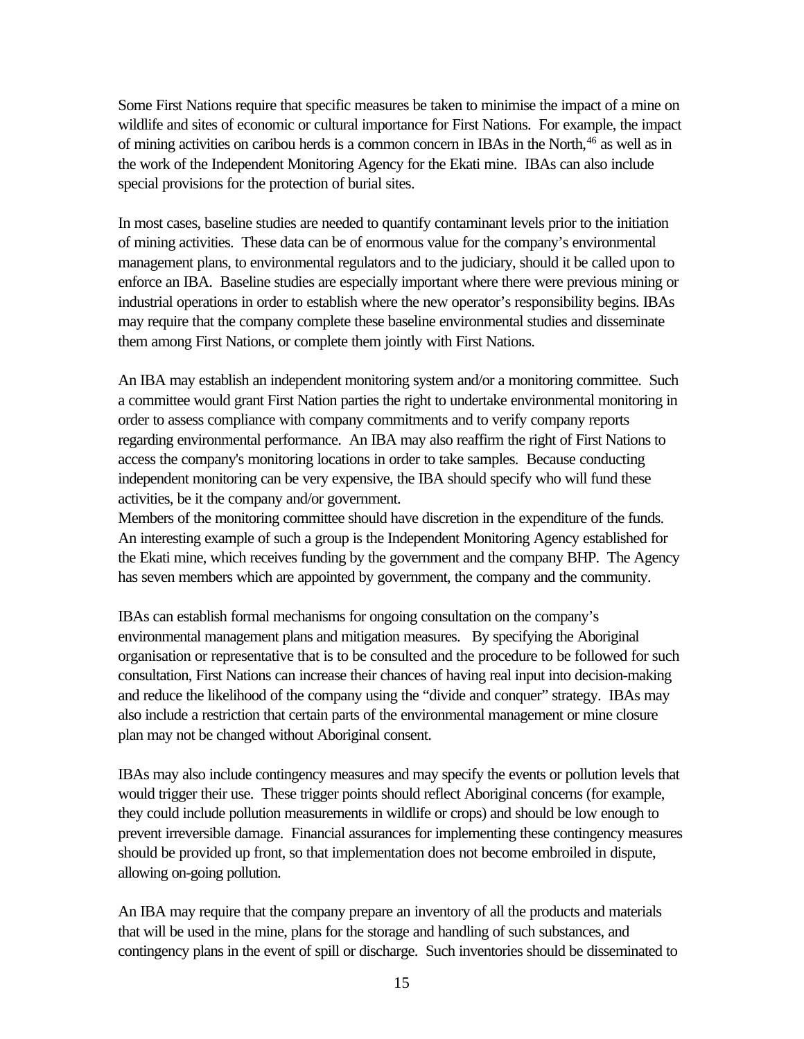Some First Nations require that specific measures be taken to minimise the impact of a mine on wildlife and sites of economic or cultural importance for First Nations. For example, the impact of mining activities on caribou herds is a common concern in IBAs in the North,[46] as well as in the work of the Independent Monitoring Agency for the Ekati mine. IBAs can also include special provisions for the protection of burial sites.

In most cases, baseline studies are needed to quantify contaminant levels prior to the initiation of mining activities. These data can be of enormous value for the company's environmental management plans, to environmental regulators and to the judiciary, should it be called upon to enforce an IBA. Baseline studies are especially important where there were previous mining or industrial operations in order to establish where the new operator's responsibility begins. IBAs may require that the company complete these baseline environmental studies and disseminate them among First Nations, or complete them jointly with First Nations.

An IBA may establish an independent monitoring system and/or a monitoring committee. Such a committee would grant First Nation parties the right to undertake environmental monitoring in order to assess compliance with company commitments and to verify company reports regarding environmental performance. An IBA may also reaffirm the right of First Nations to access the company's monitoring locations in order to take samples. Because conducting independent monitoring can be very expensive, the IBA should specify who will fund these activities, be it the company and/or government.

Members of the monitoring committee should have discretion in the expenditure of the funds. An interesting example of such a group is the Independent Monitoring Agency established for the Ekati mine, which receives funding by the government and the company BHP. The Agency has seven members which are appointed by government, the company and the community.

IBAs can establish formal mechanisms for ongoing consultation on the company's environmental management plans and mitigation measures. By specifying the Aboriginal organisation or representative that is to be consulted and the procedure to be followed for such consultation, First Nations can increase their chances of having real input into decision-making and reduce the likelihood of the company using the "divide and conquer" strategy. IBAs may also include a restriction that certain parts of the environmental management or mine closure plan may not be changed without Aboriginal consent.

IBAs may also include contingency measures and may specify the events or pollution levels that would trigger their use. These trigger points should reflect Aboriginal concerns (for example, they could include pollution measurements in wildlife or crops) and should be low enough to prevent irreversible damage. Financial assurances for implementing these contingency measures should be provided up front, so that implementation does not become embroiled in dispute, allowing on-going pollution.

An IBA may require that the company prepare an inventory of all the products and materials that will be used in the mine, plans for the storage and handling of such substances, and contingency plans in the event of spill or discharge. Such inventories should be disseminated to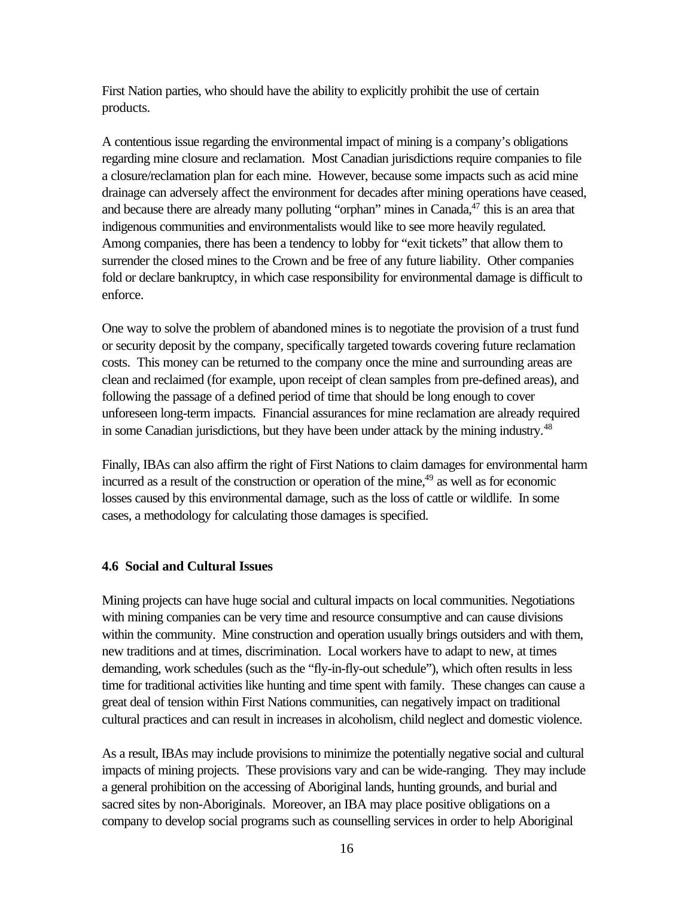First Nation parties, who should have the ability to explicitly prohibit the use of certain products.

A contentious issue regarding the environmental impact of mining is a company's obligations regarding mine closure and reclamation. Most Canadian jurisdictions require companies to file a closure/reclamation plan for each mine. However, because some impacts such as acid mine drainage can adversely affect the environment for decades after mining operations have ceased, and because there are already many polluting "orphan" mines in Canada,[47] this is an area that indigenous communities and environmentalists would like to see more heavily regulated. Among companies, there has been a tendency to lobby for "exit tickets" that allow them to surrender the closed mines to the Crown and be free of any future liability. Other companies fold or declare bankruptcy, in which case responsibility for environmental damage is difficult to enforce.

One way to solve the problem of abandoned mines is to negotiate the provision of a trust fund or security deposit by the company, specifically targeted towards covering future reclamation costs. This money can be returned to the company once the mine and surrounding areas are clean and reclaimed (for example, upon receipt of clean samples from pre-defined areas), and following the passage of a defined period of time that should be long enough to cover unforeseen long-term impacts. Financial assurances for mine reclamation are already required in some Canadian jurisdictions, but they have been under attack by the mining industry.[48]

Finally, IBAs can also affirm the right of First Nations to claim damages for environmental harm incurred as a result of the construction or operation of the mine,[49] as well as for economic losses caused by this environmental damage, such as the loss of cattle or wildlife. In some cases, a methodology for calculating those damages is specified.

### 4.6 Social and Cultural Issues

Mining projects can have huge social and cultural impacts on local communities. Negotiations with mining companies can be very time and resource consumptive and can cause divisions within the community. Mine construction and operation usually brings outsiders and with them, new traditions and at times, discrimination. Local workers have to adapt to new, at times demanding, work schedules (such as the "fly-in-fly-out schedule"), which often results in less time for traditional activities like hunting and time spent with family. These changes can cause a great deal of tension within First Nations communities, can negatively impact on traditional cultural practices and can result in increases in alcoholism, child neglect and domestic violence.

As a result, IBAs may include provisions to minimize the potentially negative social and cultural impacts of mining projects. These provisions vary and can be wide-ranging. They may include a general prohibition on the accessing of Aboriginal lands, hunting grounds, and burial and sacred sites by non-Aboriginals. Moreover, an IBA may place positive obligations on a company to develop social programs such as counselling services in order to help Aboriginal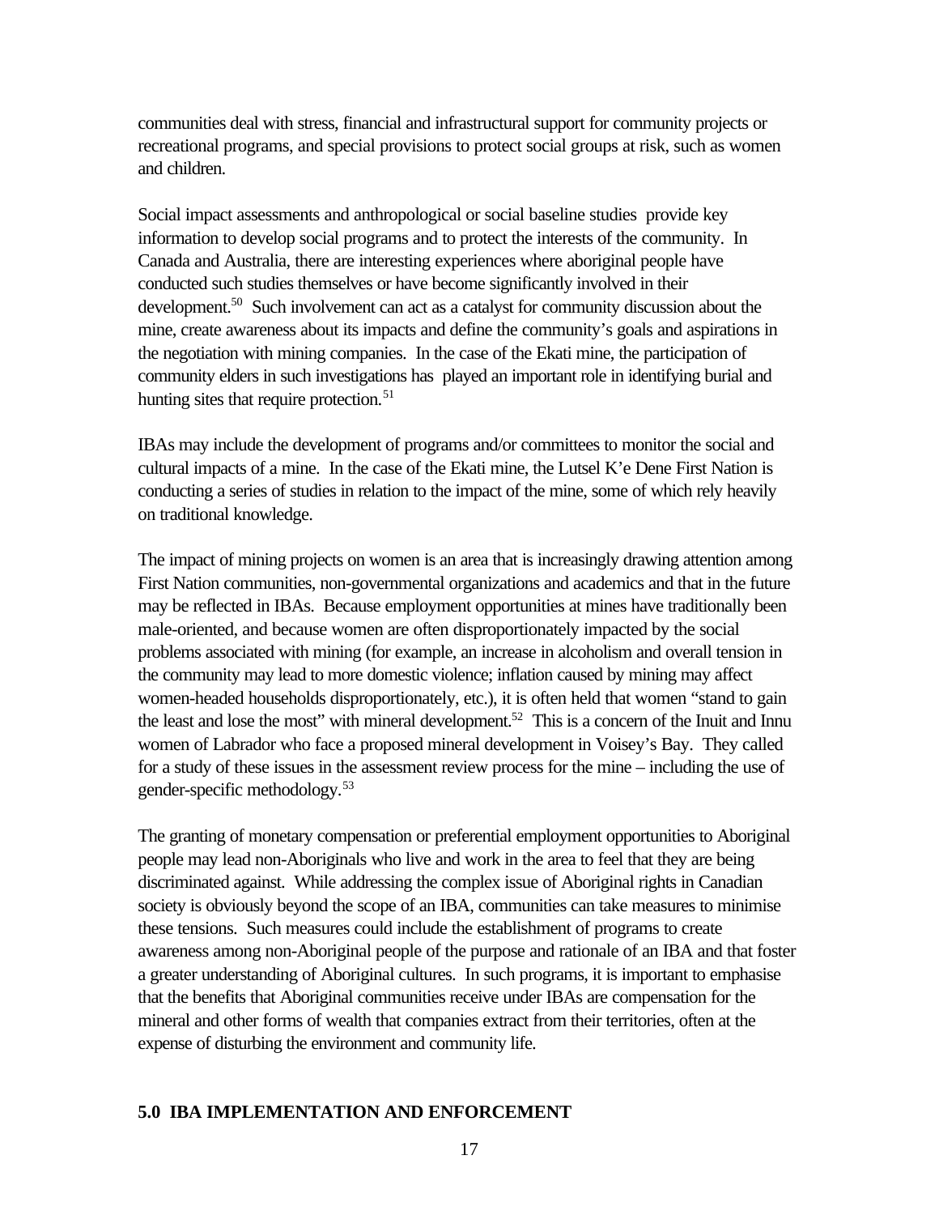communities deal with stress, financial and infrastructural support for community projects or recreational programs, and special provisions to protect social groups at risk, such as women and children.

Social impact assessments and anthropological or social baseline studies provide key information to develop social programs and to protect the interests of the community. In Canada and Australia, there are interesting experiences where aboriginal people have conducted such studies themselves or have become significantly involved in their development.[50] Such involvement can act as a catalyst for community discussion about the mine, create awareness about its impacts and define the community's goals and aspirations in the negotiation with mining companies. In the case of the Ekati mine, the participation of community elders in such investigations has played an important role in identifying burial and hunting sites that require protection.[51]

IBAs may include the development of programs and/or committees to monitor the social and cultural impacts of a mine. In the case of the Ekati mine, the Lutsel K'e Dene First Nation is conducting a series of studies in relation to the impact of the mine, some of which rely heavily on traditional knowledge.

The impact of mining projects on women is an area that is increasingly drawing attention among First Nation communities, non-governmental organizations and academics and that in the future may be reflected in IBAs. Because employment opportunities at mines have traditionally been male-oriented, and because women are often disproportionately impacted by the social problems associated with mining (for example, an increase in alcoholism and overall tension in the community may lead to more domestic violence; inflation caused by mining may affect women-headed households disproportionately, etc.), it is often held that women "stand to gain the least and lose the most" with mineral development.[52] This is a concern of the Inuit and Innu women of Labrador who face a proposed mineral development in Voisey's Bay. They called for a study of these issues in the assessment review process for the mine – including the use of gender-specific methodology.[53]

The granting of monetary compensation or preferential employment opportunities to Aboriginal people may lead non-Aboriginals who live and work in the area to feel that they are being discriminated against. While addressing the complex issue of Aboriginal rights in Canadian society is obviously beyond the scope of an IBA, communities can take measures to minimise these tensions. Such measures could include the establishment of programs to create awareness among non-Aboriginal people of the purpose and rationale of an IBA and that foster a greater understanding of Aboriginal cultures. In such programs, it is important to emphasise that the benefits that Aboriginal communities receive under IBAs are compensation for the mineral and other forms of wealth that companies extract from their territories, often at the expense of disturbing the environment and community life.

## 5.0 IBA IMPLEMENTATION AND ENFORCEMENT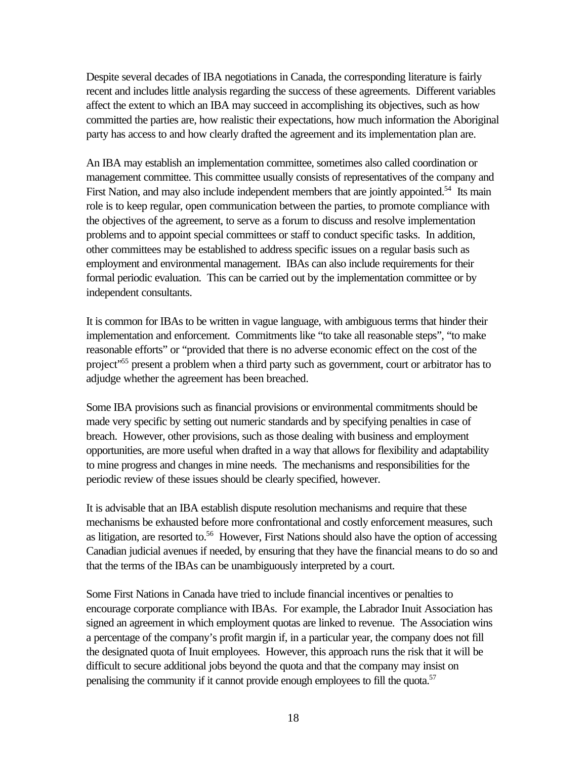Despite several decades of IBA negotiations in Canada, the corresponding literature is fairly recent and includes little analysis regarding the success of these agreements. Different variables affect the extent to which an IBA may succeed in accomplishing its objectives, such as how committed the parties are, how realistic their expectations, how much information the Aboriginal party has access to and how clearly drafted the agreement and its implementation plan are.

An IBA may establish an implementation committee, sometimes also called coordination or management committee. This committee usually consists of representatives of the company and First Nation, and may also include independent members that are jointly appointed.[54] Its main role is to keep regular, open communication between the parties, to promote compliance with the objectives of the agreement, to serve as a forum to discuss and resolve implementation problems and to appoint special committees or staff to conduct specific tasks. In addition, other committees may be established to address specific issues on a regular basis such as employment and environmental management. IBAs can also include requirements for their formal periodic evaluation. This can be carried out by the implementation committee or by independent consultants.

It is common for IBAs to be written in vague language, with ambiguous terms that hinder their implementation and enforcement. Commitments like "to take all reasonable steps", "to make reasonable efforts" or "provided that there is no adverse economic effect on the cost of the project"[55] present a problem when a third party such as government, court or arbitrator has to adjudge whether the agreement has been breached.

Some IBA provisions such as financial provisions or environmental commitments should be made very specific by setting out numeric standards and by specifying penalties in case of breach. However, other provisions, such as those dealing with business and employment opportunities, are more useful when drafted in a way that allows for flexibility and adaptability to mine progress and changes in mine needs. The mechanisms and responsibilities for the periodic review of these issues should be clearly specified, however.

It is advisable that an IBA establish dispute resolution mechanisms and require that these mechanisms be exhausted before more confrontational and costly enforcement measures, such as litigation, are resorted to.[56] However, First Nations should also have the option of accessing Canadian judicial avenues if needed, by ensuring that they have the financial means to do so and that the terms of the IBAs can be unambiguously interpreted by a court.

Some First Nations in Canada have tried to include financial incentives or penalties to encourage corporate compliance with IBAs. For example, the Labrador Inuit Association has signed an agreement in which employment quotas are linked to revenue. The Association wins a percentage of the company's profit margin if, in a particular year, the company does not fill the designated quota of Inuit employees. However, this approach runs the risk that it will be difficult to secure additional jobs beyond the quota and that the company may insist on penalising the community if it cannot provide enough employees to fill the quota.[57]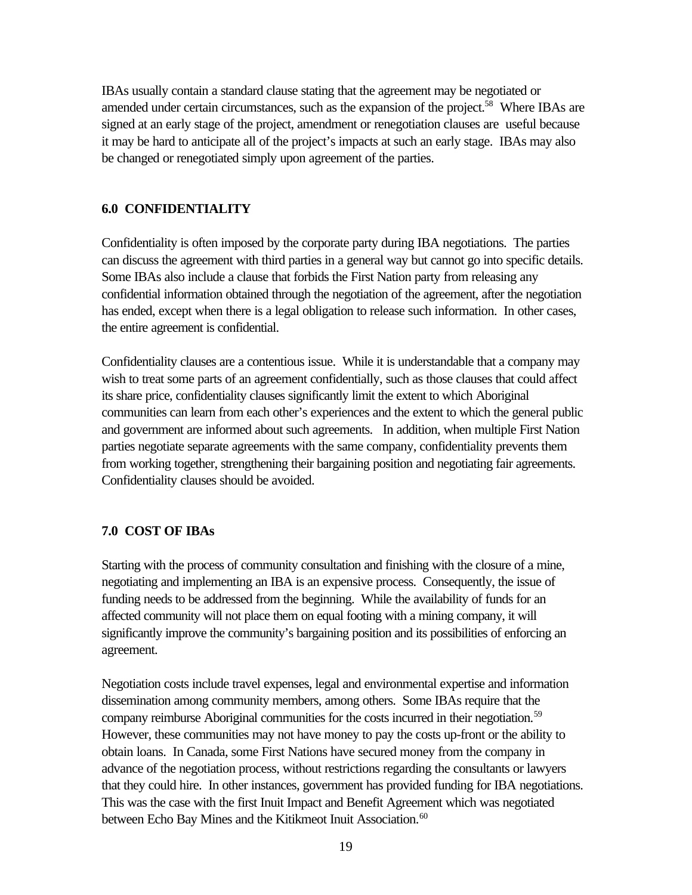IBAs usually contain a standard clause stating that the agreement may be negotiated or amended under certain circumstances, such as the expansion of the project.[58] Where IBAs are signed at an early stage of the project, amendment or renegotiation clauses are useful because it may be hard to anticipate all of the project's impacts at such an early stage. IBAs may also be changed or renegotiated simply upon agreement of the parties.

## 6.0 CONFIDENTIALITY

Confidentiality is often imposed by the corporate party during IBA negotiations. The parties can discuss the agreement with third parties in a general way but cannot go into specific details. Some IBAs also include a clause that forbids the First Nation party from releasing any confidential information obtained through the negotiation of the agreement, after the negotiation has ended, except when there is a legal obligation to release such information. In other cases, the entire agreement is confidential.

Confidentiality clauses are a contentious issue. While it is understandable that a company may wish to treat some parts of an agreement confidentially, such as those clauses that could affect its share price, confidentiality clauses significantly limit the extent to which Aboriginal communities can learn from each other's experiences and the extent to which the general public and government are informed about such agreements. In addition, when multiple First Nation parties negotiate separate agreements with the same company, confidentiality prevents them from working together, strengthening their bargaining position and negotiating fair agreements. Confidentiality clauses should be avoided.

## 7.0 COST OF IBAs

Starting with the process of community consultation and finishing with the closure of a mine, negotiating and implementing an IBA is an expensive process. Consequently, the issue of funding needs to be addressed from the beginning. While the availability of funds for an affected community will not place them on equal footing with a mining company, it will significantly improve the community's bargaining position and its possibilities of enforcing an agreement.

Negotiation costs include travel expenses, legal and environmental expertise and information dissemination among community members, among others. Some IBAs require that the company reimburse Aboriginal communities for the costs incurred in their negotiation.[59] However, these communities may not have money to pay the costs up-front or the ability to obtain loans. In Canada, some First Nations have secured money from the company in advance of the negotiation process, without restrictions regarding the consultants or lawyers that they could hire. In other instances, government has provided funding for IBA negotiations. This was the case with the first Inuit Impact and Benefit Agreement which was negotiated between Echo Bay Mines and the Kitikmeot Inuit Association.[60]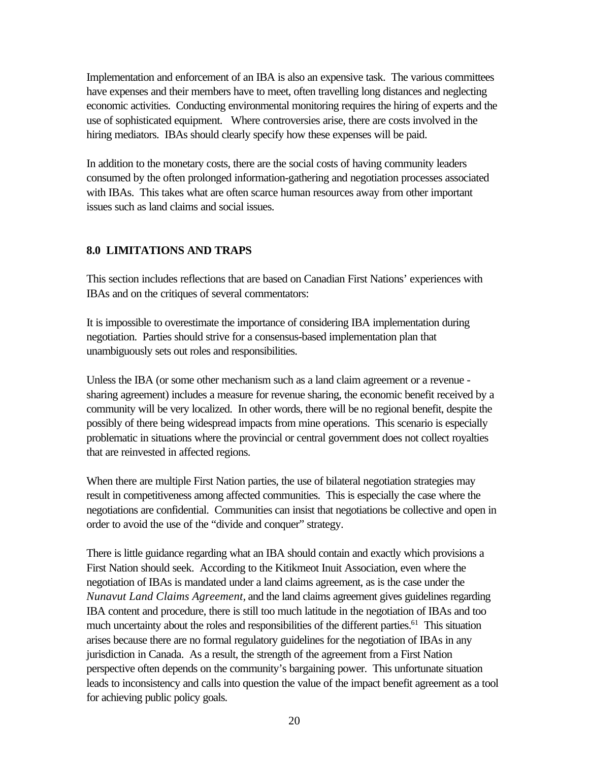Implementation and enforcement of an IBA is also an expensive task. The various committees have expenses and their members have to meet, often travelling long distances and neglecting economic activities. Conducting environmental monitoring requires the hiring of experts and the use of sophisticated equipment. Where controversies arise, there are costs involved in the hiring mediators. IBAs should clearly specify how these expenses will be paid.

In addition to the monetary costs, there are the social costs of having community leaders consumed by the often prolonged information-gathering and negotiation processes associated with IBAs. This takes what are often scarce human resources away from other important issues such as land claims and social issues.

## 8.0 LIMITATIONS AND TRAPS

This section includes reflections that are based on Canadian First Nations' experiences with IBAs and on the critiques of several commentators:

It is impossible to overestimate the importance of considering IBA implementation during negotiation. Parties should strive for a consensus-based implementation plan that unambiguously sets out roles and responsibilities.

Unless the IBA (or some other mechanism such as a land claim agreement or a revenue - sharing agreement) includes a measure for revenue sharing, the economic benefit received by a community will be very localized. In other words, there will be no regional benefit, despite the possibly of there being widespread impacts from mine operations. This scenario is especially problematic in situations where the provincial or central government does not collect royalties that are reinvested in affected regions.

When there are multiple First Nation parties, the use of bilateral negotiation strategies may result in competitiveness among affected communities. This is especially the case where the negotiations are confidential. Communities can insist that negotiations be collective and open in order to avoid the use of the "divide and conquer" strategy.

There is little guidance regarding what an IBA should contain and exactly which provisions a First Nation should seek. According to the Kitikmeot Inuit Association, even where the negotiation of IBAs is mandated under a land claims agreement, as is the case under the *Nunavut Land Claims Agreement*, and the land claims agreement gives guidelines regarding IBA content and procedure, there is still too much latitude in the negotiation of IBAs and too much uncertainty about the roles and responsibilities of the different parties.[61] This situation arises because there are no formal regulatory guidelines for the negotiation of IBAs in any jurisdiction in Canada. As a result, the strength of the agreement from a First Nation perspective often depends on the community's bargaining power. This unfortunate situation leads to inconsistency and calls into question the value of the impact benefit agreement as a tool for achieving public policy goals.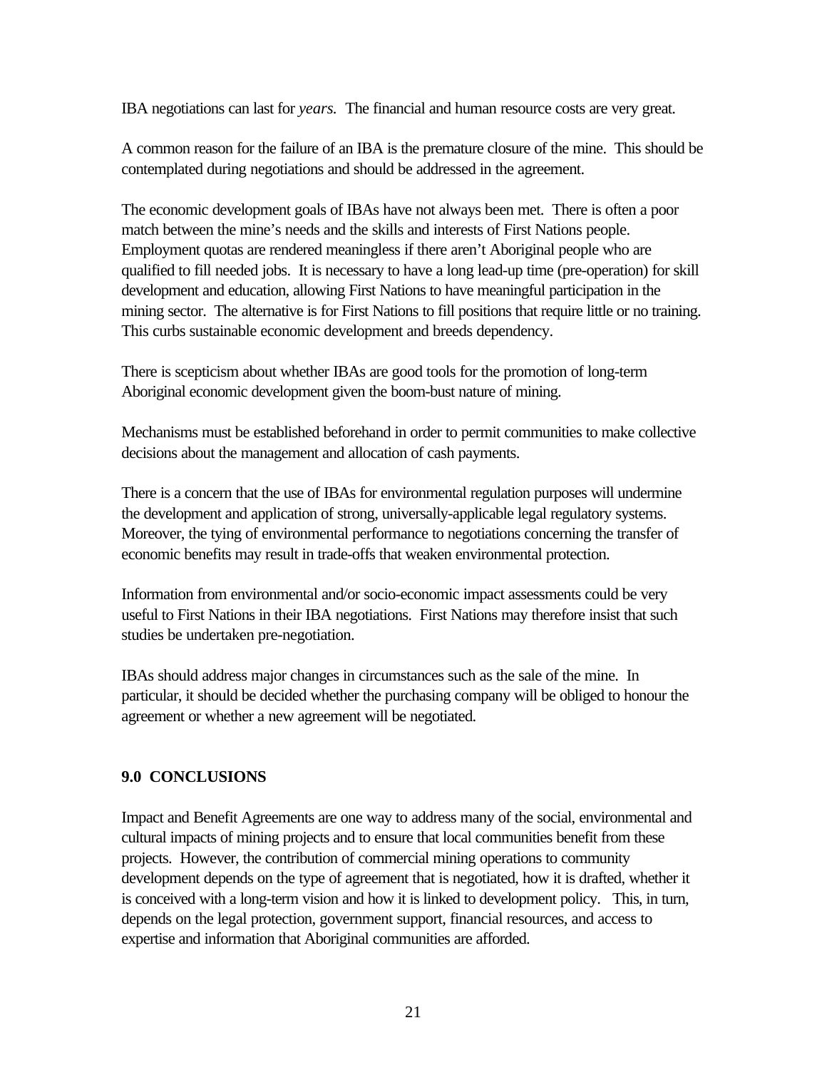IBA negotiations can last for *years*. The financial and human resource costs are very great.

A common reason for the failure of an IBA is the premature closure of the mine. This should be contemplated during negotiations and should be addressed in the agreement.

The economic development goals of IBAs have not always been met. There is often a poor match between the mine's needs and the skills and interests of First Nations people. Employment quotas are rendered meaningless if there aren't Aboriginal people who are qualified to fill needed jobs. It is necessary to have a long lead-up time (pre-operation) for skill development and education, allowing First Nations to have meaningful participation in the mining sector. The alternative is for First Nations to fill positions that require little or no training. This curbs sustainable economic development and breeds dependency.

There is scepticism about whether IBAs are good tools for the promotion of long-term Aboriginal economic development given the boom-bust nature of mining.

Mechanisms must be established beforehand in order to permit communities to make collective decisions about the management and allocation of cash payments.

There is a concern that the use of IBAs for environmental regulation purposes will undermine the development and application of strong, universally-applicable legal regulatory systems. Moreover, the tying of environmental performance to negotiations concerning the transfer of economic benefits may result in trade-offs that weaken environmental protection.

Information from environmental and/or socio-economic impact assessments could be very useful to First Nations in their IBA negotiations. First Nations may therefore insist that such studies be undertaken pre-negotiation.

IBAs should address major changes in circumstances such as the sale of the mine. In particular, it should be decided whether the purchasing company will be obliged to honour the agreement or whether a new agreement will be negotiated.

## 9.0 CONCLUSIONS

Impact and Benefit Agreements are one way to address many of the social, environmental and cultural impacts of mining projects and to ensure that local communities benefit from these projects. However, the contribution of commercial mining operations to community development depends on the type of agreement that is negotiated, how it is drafted, whether it is conceived with a long-term vision and how it is linked to development policy. This, in turn, depends on the legal protection, government support, financial resources, and access to expertise and information that Aboriginal communities are afforded.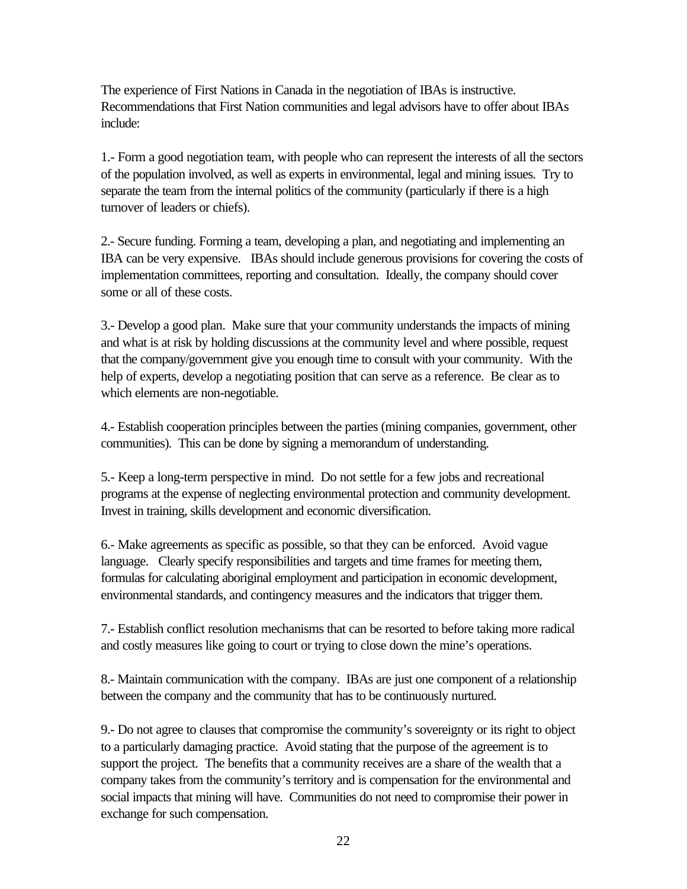The experience of First Nations in Canada in the negotiation of IBAs is instructive. Recommendations that First Nation communities and legal advisors have to offer about IBAs include:

1.- Form a good negotiation team, with people who can represent the interests of all the sectors of the population involved, as well as experts in environmental, legal and mining issues. Try to separate the team from the internal politics of the community (particularly if there is a high turnover of leaders or chiefs).

2.- Secure funding. Forming a team, developing a plan, and negotiating and implementing an IBA can be very expensive. IBAs should include generous provisions for covering the costs of implementation committees, reporting and consultation. Ideally, the company should cover some or all of these costs.

3.- Develop a good plan. Make sure that your community understands the impacts of mining and what is at risk by holding discussions at the community level and where possible, request that the company/government give you enough time to consult with your community. With the help of experts, develop a negotiating position that can serve as a reference. Be clear as to which elements are non-negotiable.

4.- Establish cooperation principles between the parties (mining companies, government, other communities). This can be done by signing a memorandum of understanding.

5.- Keep a long-term perspective in mind. Do not settle for a few jobs and recreational programs at the expense of neglecting environmental protection and community development. Invest in training, skills development and economic diversification.

6.- Make agreements as specific as possible, so that they can be enforced. Avoid vague language. Clearly specify responsibilities and targets and time frames for meeting them, formulas for calculating aboriginal employment and participation in economic development, environmental standards, and contingency measures and the indicators that trigger them.

7.- Establish conflict resolution mechanisms that can be resorted to before taking more radical and costly measures like going to court or trying to close down the mine's operations.

8.- Maintain communication with the company. IBAs are just one component of a relationship between the company and the community that has to be continuously nurtured.

9.- Do not agree to clauses that compromise the community's sovereignty or its right to object to a particularly damaging practice. Avoid stating that the purpose of the agreement is to support the project. The benefits that a community receives are a share of the wealth that a company takes from the community's territory and is compensation for the environmental and social impacts that mining will have. Communities do not need to compromise their power in exchange for such compensation.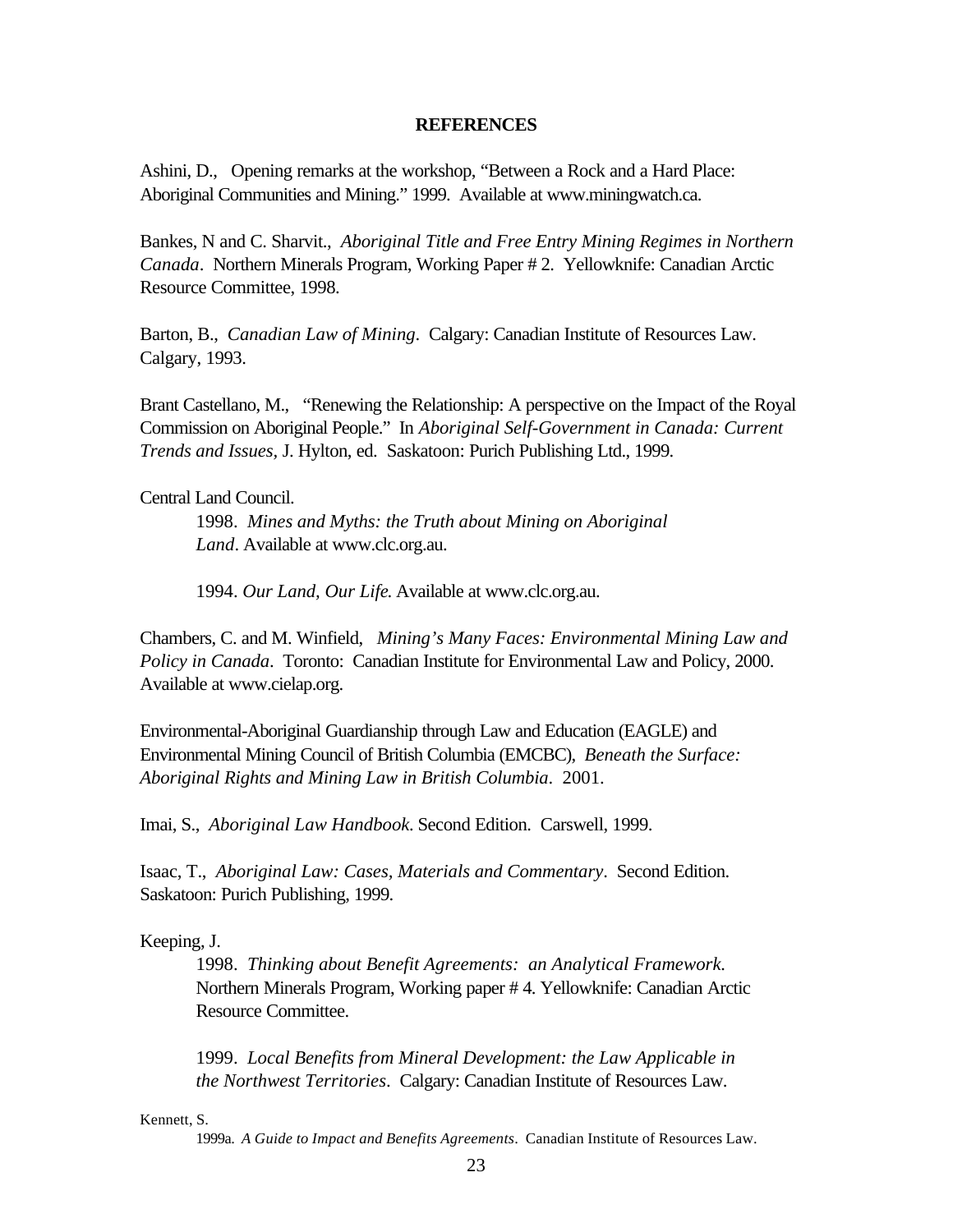## REFERENCES

Ashini, D., Opening remarks at the workshop, "Between a Rock and a Hard Place: Aboriginal Communities and Mining." 1999. Available at www.miningwatch.ca.

Bankes, N and C. Sharvit., *Aboriginal Title and Free Entry Mining Regimes in Northern Canada*. Northern Minerals Program, Working Paper # 2. Yellowknife: Canadian Arctic Resource Committee, 1998.

Barton, B., *Canadian Law of Mining*. Calgary: Canadian Institute of Resources Law. Calgary, 1993.

Brant Castellano, M., "Renewing the Relationship: A perspective on the Impact of the Royal Commission on Aboriginal People." In *Aboriginal Self-Government in Canada: Current Trends and Issues,* J. Hylton, ed. Saskatoon: Purich Publishing Ltd., 1999.

Central Land Council.

> 1998. *Mines and Myths: the Truth about Mining on Aboriginal Land*. Available at www.clc.org.au.
>
> 1994. *Our Land, Our Life.* Available at www.clc.org.au.

Chambers, C. and M. Winfield, *Mining's Many Faces: Environmental Mining Law and Policy in Canada*. Toronto: Canadian Institute for Environmental Law and Policy, 2000. Available at www.cielap.org.

Environmental-Aboriginal Guardianship through Law and Education (EAGLE) and Environmental Mining Council of British Columbia (EMCBC), *Beneath the Surface: Aboriginal Rights and Mining Law in British Columbia*. 2001.

Imai, S., *Aboriginal Law Handbook*. Second Edition. Carswell, 1999.

Isaac, T., *Aboriginal Law: Cases, Materials and Commentary*. Second Edition. Saskatoon: Purich Publishing, 1999.

Keeping, J.

> 1998. *Thinking about Benefit Agreements: an Analytical Framework*. Northern Minerals Program, Working paper # 4. Yellowknife: Canadian Arctic Resource Committee.
>
> 1999. *Local Benefits from Mineral Development: the Law Applicable in the Northwest Territories*. Calgary: Canadian Institute of Resources Law.

Kennett, S.

> 1999a. *A Guide to Impact and Benefits Agreements*. Canadian Institute of Resources Law.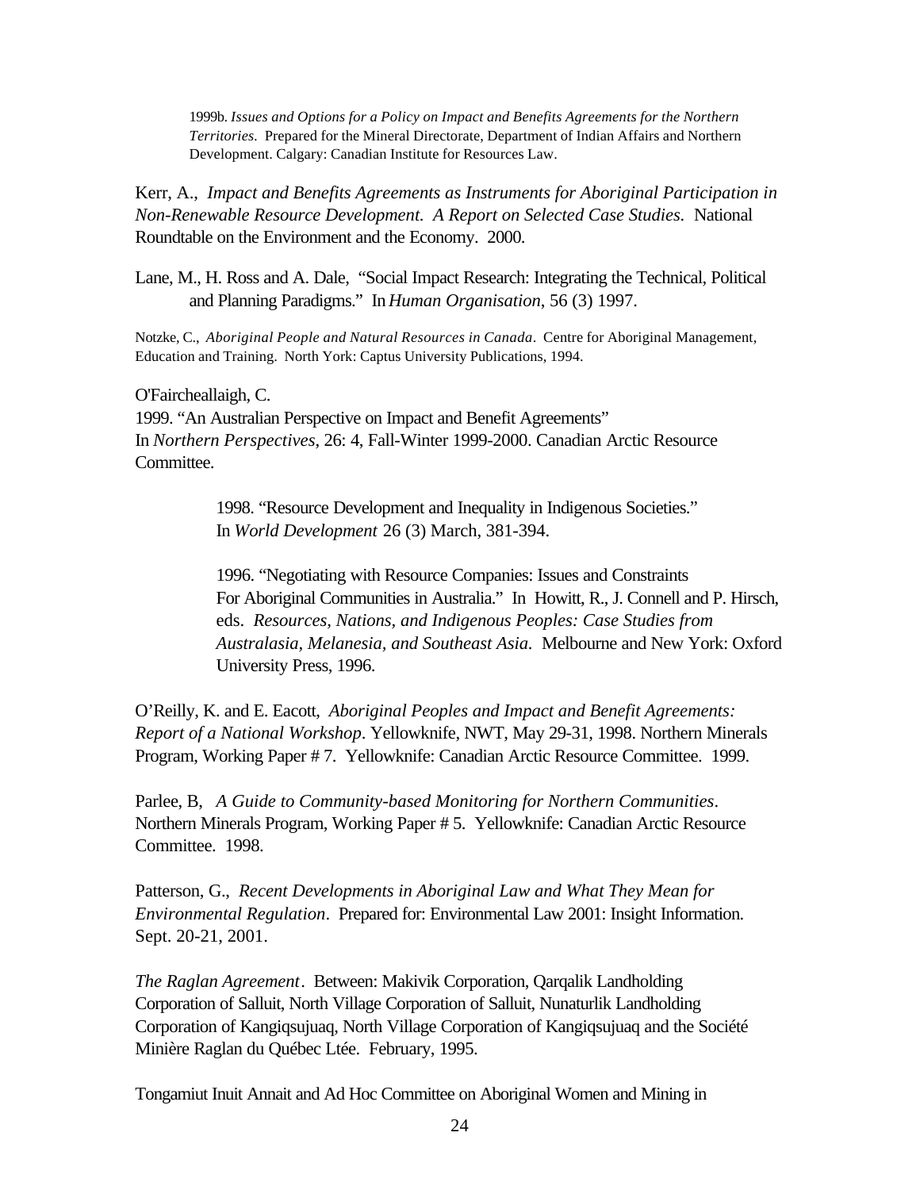1999b. *Issues and Options for a Policy on Impact and Benefits Agreements for the Northern Territories*. Prepared for the Mineral Directorate, Department of Indian Affairs and Northern Development. Calgary: Canadian Institute for Resources Law.

Kerr, A., *Impact and Benefits Agreements as Instruments for Aboriginal Participation in Non-Renewable Resource Development. A Report on Selected Case Studies*. National Roundtable on the Environment and the Economy. 2000.

Lane, M., H. Ross and A. Dale, "Social Impact Research: Integrating the Technical, Political and Planning Paradigms." In *Human Organisation*, 56 (3) 1997.

Notzke, C., *Aboriginal People and Natural Resources in Canada*. Centre for Aboriginal Management, Education and Training. North York: Captus University Publications, 1994.

O'Faircheallaigh, C.
1999. "An Australian Perspective on Impact and Benefit Agreements" In *Northern Perspectives*, 26: 4, Fall-Winter 1999-2000. Canadian Arctic Resource Committee.

1998. "Resource Development and Inequality in Indigenous Societies." In *World Development* 26 (3) March, 381-394.

1996. "Negotiating with Resource Companies: Issues and Constraints For Aboriginal Communities in Australia." In Howitt, R., J. Connell and P. Hirsch, eds. *Resources, Nations, and Indigenous Peoples: Case Studies from Australasia, Melanesia, and Southeast Asia*. Melbourne and New York: Oxford University Press, 1996.

O'Reilly, K. and E. Eacott, *Aboriginal Peoples and Impact and Benefit Agreements: Report of a National Workshop*. Yellowknife, NWT, May 29-31, 1998. Northern Minerals Program, Working Paper # 7. Yellowknife: Canadian Arctic Resource Committee. 1999.

Parlee, B, *A Guide to Community-based Monitoring for Northern Communities*. Northern Minerals Program, Working Paper # 5. Yellowknife: Canadian Arctic Resource Committee. 1998.

Patterson, G., *Recent Developments in Aboriginal Law and What They Mean for Environmental Regulation*. Prepared for: Environmental Law 2001: Insight Information. Sept. 20-21, 2001.

*The Raglan Agreement*. Between: Makivik Corporation, Qarqalik Landholding Corporation of Salluit, North Village Corporation of Salluit, Nunaturlik Landholding Corporation of Kangiqsujuaq, North Village Corporation of Kangiqsujuaq and the Société Minière Raglan du Québec Ltée. February, 1995.

Tongamiut Inuit Annait and Ad Hoc Committee on Aboriginal Women and Mining in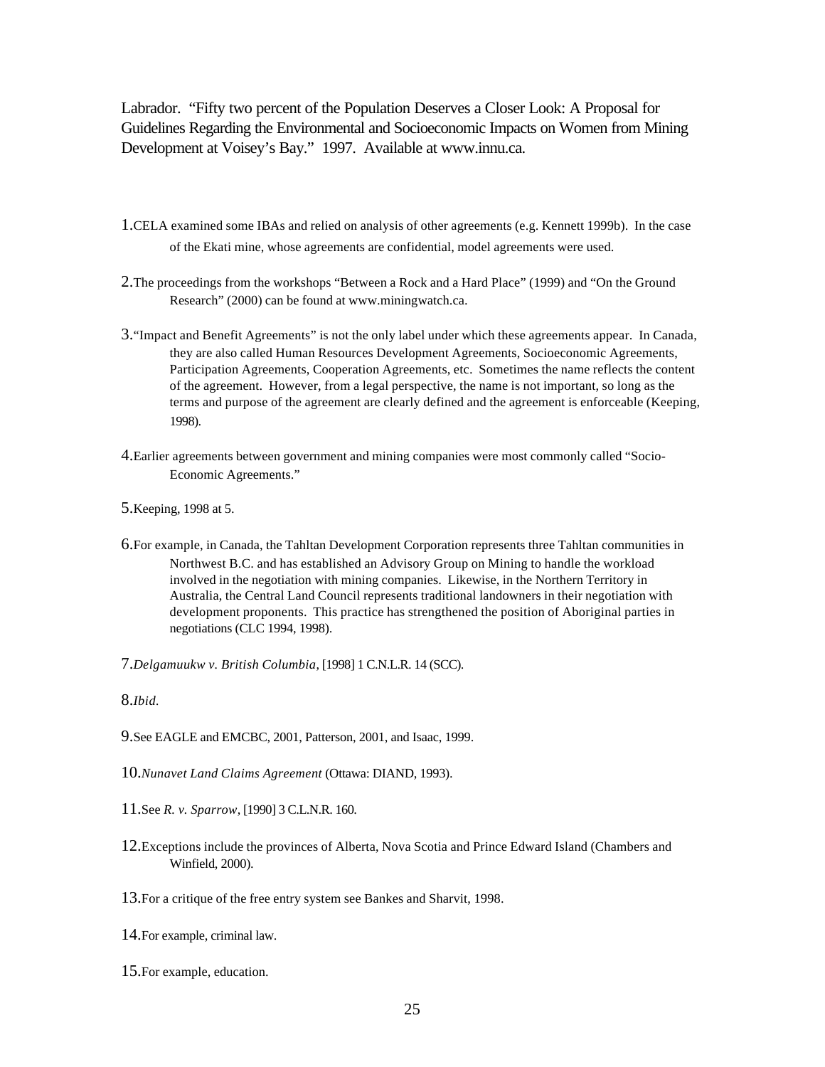Labrador. "Fifty two percent of the Population Deserves a Closer Look: A Proposal for Guidelines Regarding the Environmental and Socioeconomic Impacts on Women from Mining Development at Voisey's Bay." 1997. Available at www.innu.ca.

1. CELA examined some IBAs and relied on analysis of other agreements (e.g. Kennett 1999b). In the case of the Ekati mine, whose agreements are confidential, model agreements were used.

2. The proceedings from the workshops "Between a Rock and a Hard Place" (1999) and "On the Ground Research" (2000) can be found at www.miningwatch.ca.

3. "Impact and Benefit Agreements" is not the only label under which these agreements appear. In Canada, they are also called Human Resources Development Agreements, Socioeconomic Agreements, Participation Agreements, Cooperation Agreements, etc. Sometimes the name reflects the content of the agreement. However, from a legal perspective, the name is not important, so long as the terms and purpose of the agreement are clearly defined and the agreement is enforceable (Keeping, 1998).

4. Earlier agreements between government and mining companies were most commonly called "Socio-Economic Agreements."

5. Keeping, 1998 at 5.

6. For example, in Canada, the Tahltan Development Corporation represents three Tahltan communities in Northwest B.C. and has established an Advisory Group on Mining to handle the workload involved in the negotiation with mining companies. Likewise, in the Northern Territory in Australia, the Central Land Council represents traditional landowners in their negotiation with development proponents. This practice has strengthened the position of Aboriginal parties in negotiations (CLC 1994, 1998).

7. *Delgamuukw v. British Columbia*, [1998] 1 C.N.L.R. 14 (SCC).

8. *Ibid.*

9. See EAGLE and EMCBC, 2001, Patterson, 2001, and Isaac, 1999.

10. *Nunavet Land Claims Agreement* (Ottawa: DIAND, 1993).

11. See *R. v. Sparrow*, [1990] 3 C.L.N.R. 160.

12. Exceptions include the provinces of Alberta, Nova Scotia and Prince Edward Island (Chambers and Winfield, 2000).

13. For a critique of the free entry system see Bankes and Sharvit, 1998.

14. For example, criminal law.

15. For example, education.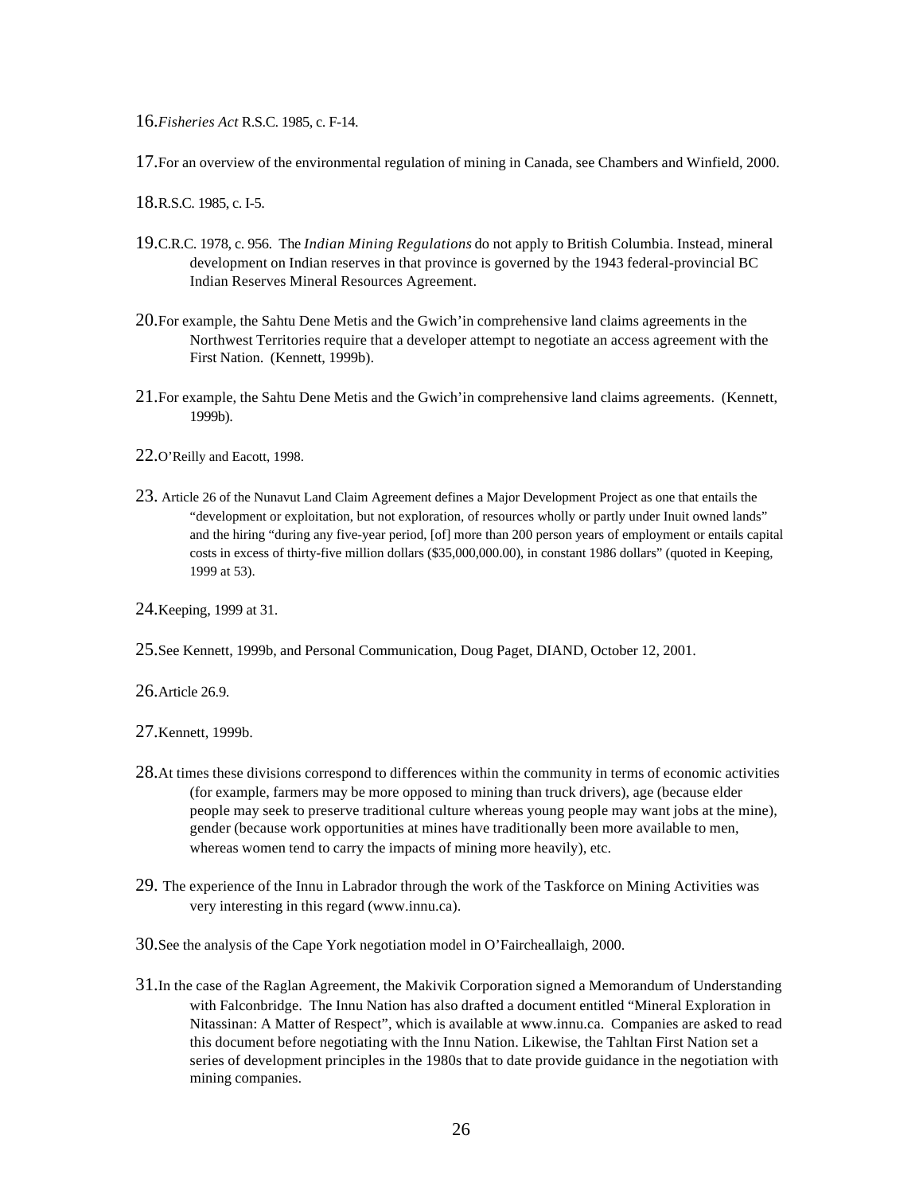16.*Fisheries Act* R.S.C. 1985, c. F-14.

17.For an overview of the environmental regulation of mining in Canada, see Chambers and Winfield, 2000.

18.R.S.C. 1985, c. I-5.

19.C.R.C. 1978, c. 956. The *Indian Mining Regulations* do not apply to British Columbia. Instead, mineral development on Indian reserves in that province is governed by the 1943 federal-provincial BC Indian Reserves Mineral Resources Agreement.

20.For example, the Sahtu Dene Metis and the Gwich'in comprehensive land claims agreements in the Northwest Territories require that a developer attempt to negotiate an access agreement with the First Nation. (Kennett, 1999b).

21.For example, the Sahtu Dene Metis and the Gwich'in comprehensive land claims agreements. (Kennett, 1999b).

22.O'Reilly and Eacott, 1998.

23. Article 26 of the Nunavut Land Claim Agreement defines a Major Development Project as one that entails the "development or exploitation, but not exploration, of resources wholly or partly under Inuit owned lands" and the hiring "during any five-year period, [of] more than 200 person years of employment or entails capital costs in excess of thirty-five million dollars ($35,000,000.00), in constant 1986 dollars" (quoted in Keeping, 1999 at 53).

24.Keeping, 1999 at 31.

25.See Kennett, 1999b, and Personal Communication, Doug Paget, DIAND, October 12, 2001.

26.Article 26.9.

27.Kennett, 1999b.

28.At times these divisions correspond to differences within the community in terms of economic activities (for example, farmers may be more opposed to mining than truck drivers), age (because elder people may seek to preserve traditional culture whereas young people may want jobs at the mine), gender (because work opportunities at mines have traditionally been more available to men, whereas women tend to carry the impacts of mining more heavily), etc.

29. The experience of the Innu in Labrador through the work of the Taskforce on Mining Activities was very interesting in this regard (www.innu.ca).

30.See the analysis of the Cape York negotiation model in O'Faircheallaigh, 2000.

31.In the case of the Raglan Agreement, the Makivik Corporation signed a Memorandum of Understanding with Falconbridge. The Innu Nation has also drafted a document entitled "Mineral Exploration in Nitassinan: A Matter of Respect", which is available at www.innu.ca. Companies are asked to read this document before negotiating with the Innu Nation. Likewise, the Tahltan First Nation set a series of development principles in the 1980s that to date provide guidance in the negotiation with mining companies.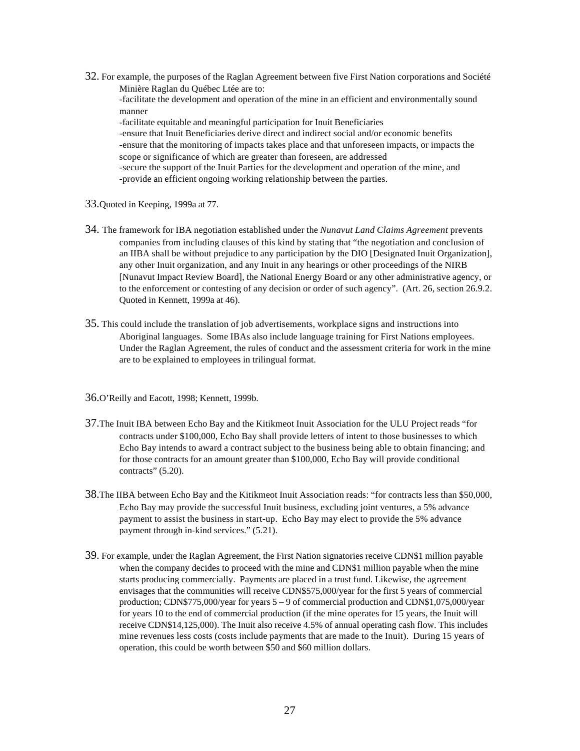32. For example, the purposes of the Raglan Agreement between five First Nation corporations and Société Minière Raglan du Québec Ltée are to:
-facilitate the development and operation of the mine in an efficient and environmentally sound manner
-facilitate equitable and meaningful participation for Inuit Beneficiaries
-ensure that Inuit Beneficiaries derive direct and indirect social and/or economic benefits
-ensure that the monitoring of impacts takes place and that unforeseen impacts, or impacts the scope or significance of which are greater than foreseen, are addressed
-secure the support of the Inuit Parties for the development and operation of the mine, and
-provide an efficient ongoing working relationship between the parties.

33. Quoted in Keeping, 1999a at 77.

34. The framework for IBA negotiation established under the *Nunavut Land Claims Agreement* prevents companies from including clauses of this kind by stating that "the negotiation and conclusion of an IIBA shall be without prejudice to any participation by the DIO [Designated Inuit Organization], any other Inuit organization, and any Inuit in any hearings or other proceedings of the NIRB [Nunavut Impact Review Board], the National Energy Board or any other administrative agency, or to the enforcement or contesting of any decision or order of such agency". (Art. 26, section 26.9.2. Quoted in Kennett, 1999a at 46).

35. This could include the translation of job advertisements, workplace signs and instructions into Aboriginal languages. Some IBAs also include language training for First Nations employees. Under the Raglan Agreement, the rules of conduct and the assessment criteria for work in the mine are to be explained to employees in trilingual format.

36. O'Reilly and Eacott, 1998; Kennett, 1999b.

37. The Inuit IBA between Echo Bay and the Kitikmeot Inuit Association for the ULU Project reads "for contracts under $100,000, Echo Bay shall provide letters of intent to those businesses to which Echo Bay intends to award a contract subject to the business being able to obtain financing; and for those contracts for an amount greater than $100,000, Echo Bay will provide conditional contracts" (5.20).

38. The IIBA between Echo Bay and the Kitikmeot Inuit Association reads: "for contracts less than $50,000, Echo Bay may provide the successful Inuit business, excluding joint ventures, a 5% advance payment to assist the business in start-up. Echo Bay may elect to provide the 5% advance payment through in-kind services." (5.21).

39. For example, under the Raglan Agreement, the First Nation signatories receive CDN$1 million payable when the company decides to proceed with the mine and CDN$1 million payable when the mine starts producing commercially. Payments are placed in a trust fund. Likewise, the agreement envisages that the communities will receive CDN$575,000/year for the first 5 years of commercial production; CDN$775,000/year for years 5 – 9 of commercial production and CDN$1,075,000/year for years 10 to the end of commercial production (if the mine operates for 15 years, the Inuit will receive CDN$14,125,000). The Inuit also receive 4.5% of annual operating cash flow. This includes mine revenues less costs (costs include payments that are made to the Inuit). During 15 years of operation, this could be worth between $50 and $60 million dollars.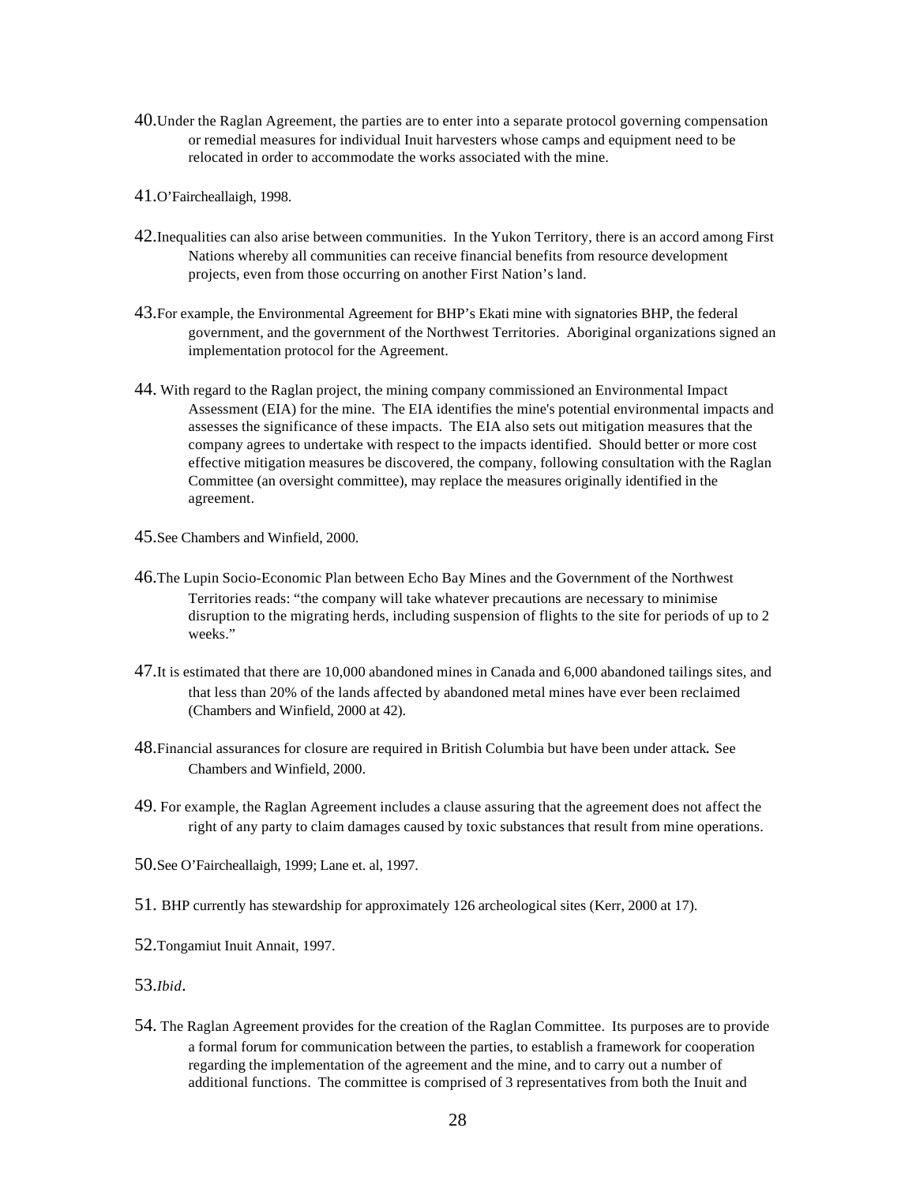40. Under the Raglan Agreement, the parties are to enter into a separate protocol governing compensation or remedial measures for individual Inuit harvesters whose camps and equipment need to be relocated in order to accommodate the works associated with the mine.

41. O'Faircheallaigh, 1998.

42. Inequalities can also arise between communities. In the Yukon Territory, there is an accord among First Nations whereby all communities can receive financial benefits from resource development projects, even from those occurring on another First Nation's land.

43. For example, the Environmental Agreement for BHP's Ekati mine with signatories BHP, the federal government, and the government of the Northwest Territories. Aboriginal organizations signed an implementation protocol for the Agreement.

44. With regard to the Raglan project, the mining company commissioned an Environmental Impact Assessment (EIA) for the mine. The EIA identifies the mine's potential environmental impacts and assesses the significance of these impacts. The EIA also sets out mitigation measures that the company agrees to undertake with respect to the impacts identified. Should better or more cost effective mitigation measures be discovered, the company, following consultation with the Raglan Committee (an oversight committee), may replace the measures originally identified in the agreement.

45. See Chambers and Winfield, 2000.

46. The Lupin Socio-Economic Plan between Echo Bay Mines and the Government of the Northwest Territories reads: "the company will take whatever precautions are necessary to minimise disruption to the migrating herds, including suspension of flights to the site for periods of up to 2 weeks."

47. It is estimated that there are 10,000 abandoned mines in Canada and 6,000 abandoned tailings sites, and that less than 20% of the lands affected by abandoned metal mines have ever been reclaimed (Chambers and Winfield, 2000 at 42).

48. Financial assurances for closure are required in British Columbia but have been under attack. See Chambers and Winfield, 2000.

49. For example, the Raglan Agreement includes a clause assuring that the agreement does not affect the right of any party to claim damages caused by toxic substances that result from mine operations.

50. See O'Faircheallaigh, 1999; Lane et. al, 1997.

51. BHP currently has stewardship for approximately 126 archeological sites (Kerr, 2000 at 17).

52. Tongamiut Inuit Annait, 1997.

53. *Ibid*.

54. The Raglan Agreement provides for the creation of the Raglan Committee. Its purposes are to provide a formal forum for communication between the parties, to establish a framework for cooperation regarding the implementation of the agreement and the mine, and to carry out a number of additional functions. The committee is comprised of 3 representatives from both the Inuit and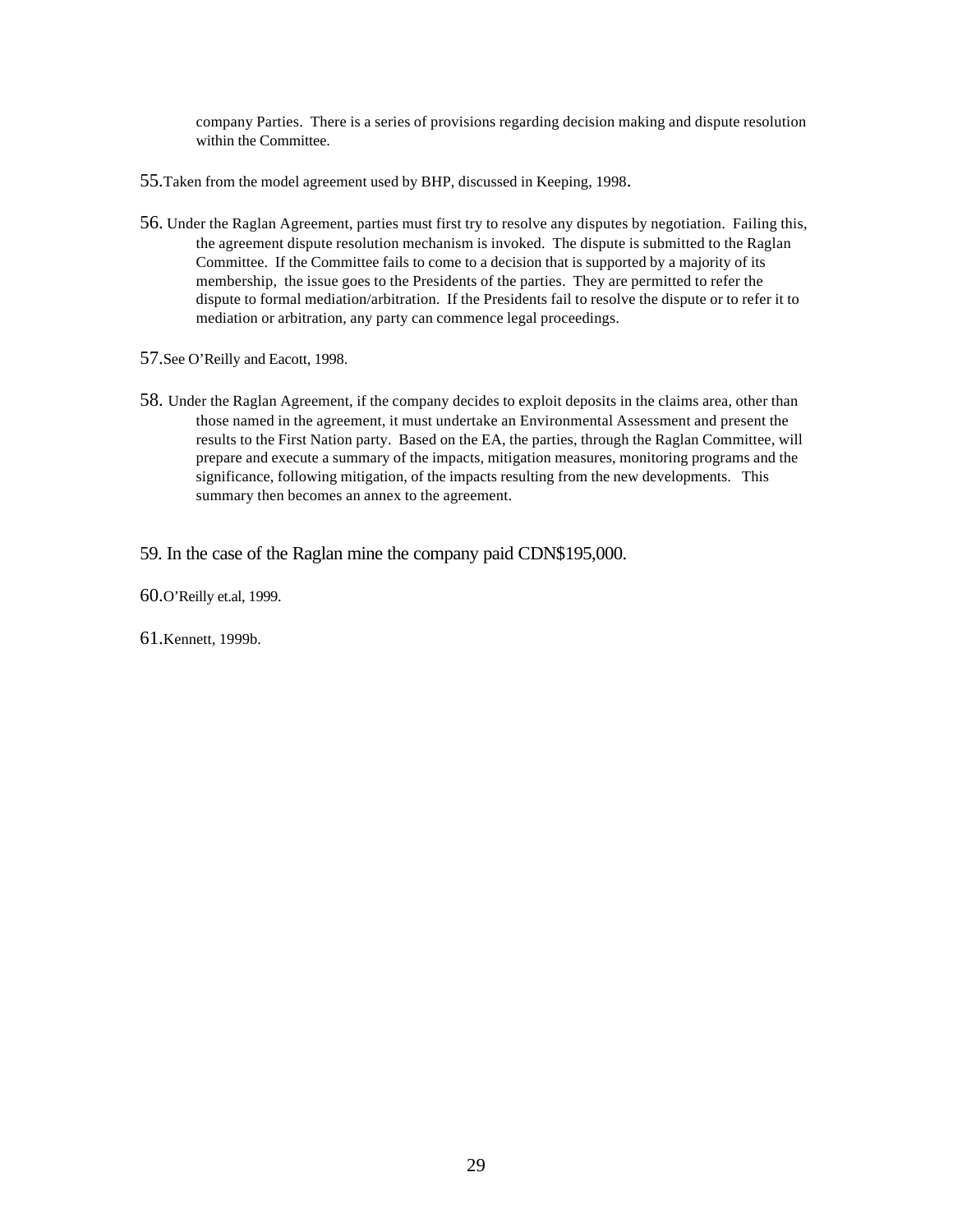company Parties. There is a series of provisions regarding decision making and dispute resolution within the Committee.

55. Taken from the model agreement used by BHP, discussed in Keeping, 1998.

56. Under the Raglan Agreement, parties must first try to resolve any disputes by negotiation. Failing this, the agreement dispute resolution mechanism is invoked. The dispute is submitted to the Raglan Committee. If the Committee fails to come to a decision that is supported by a majority of its membership, the issue goes to the Presidents of the parties. They are permitted to refer the dispute to formal mediation/arbitration. If the Presidents fail to resolve the dispute or to refer it to mediation or arbitration, any party can commence legal proceedings.

57. See O'Reilly and Eacott, 1998.

58. Under the Raglan Agreement, if the company decides to exploit deposits in the claims area, other than those named in the agreement, it must undertake an Environmental Assessment and present the results to the First Nation party. Based on the EA, the parties, through the Raglan Committee, will prepare and execute a summary of the impacts, mitigation measures, monitoring programs and the significance, following mitigation, of the impacts resulting from the new developments. This summary then becomes an annex to the agreement.

59. In the case of the Raglan mine the company paid CDN$195,000.

60. O'Reilly et.al, 1999.

61. Kennett, 1999b.